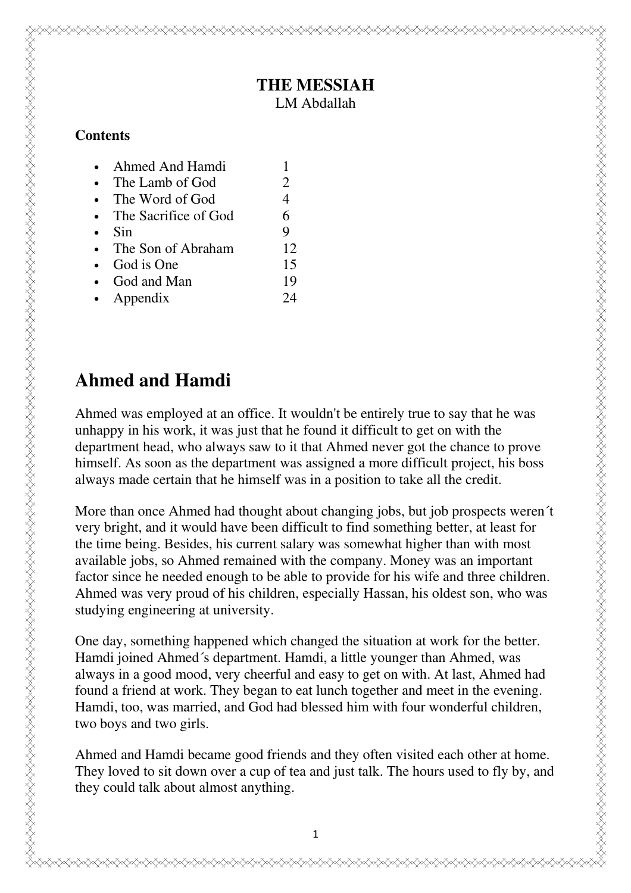# THE MESSIAH

LM Abdallah

**Contents**

- Ahmed And Hamdi 1
- The Lamb of God 2
- The Word of God 4
- The Sacrifice of God 6
- Sin 9
- The Son of Abraham 12
- God is One 15
- God and Man 19
- Appendix 24

## Ahmed and Hamdi

Ahmed was employed at an office. It wouldn't be entirely true to say that he was unhappy in his work, it was just that he found it difficult to get on with the department head, who always saw to it that Ahmed never got the chance to prove himself. As soon as the department was assigned a more difficult project, his boss always made certain that he himself was in a position to take all the credit.

More than once Ahmed had thought about changing jobs, but job prospects weren´t very bright, and it would have been difficult to find something better, at least for the time being. Besides, his current salary was somewhat higher than with most available jobs, so Ahmed remained with the company. Money was an important factor since he needed enough to be able to provide for his wife and three children. Ahmed was very proud of his children, especially Hassan, his oldest son, who was studying engineering at university.

One day, something happened which changed the situation at work for the better. Hamdi joined Ahmed´s department. Hamdi, a little younger than Ahmed, was always in a good mood, very cheerful and easy to get on with. At last, Ahmed had found a friend at work. They began to eat lunch together and meet in the evening. Hamdi, too, was married, and God had blessed him with four wonderful children, two boys and two girls.

Ahmed and Hamdi became good friends and they often visited each other at home. They loved to sit down over a cup of tea and just talk. The hours used to fly by, and they could talk about almost anything.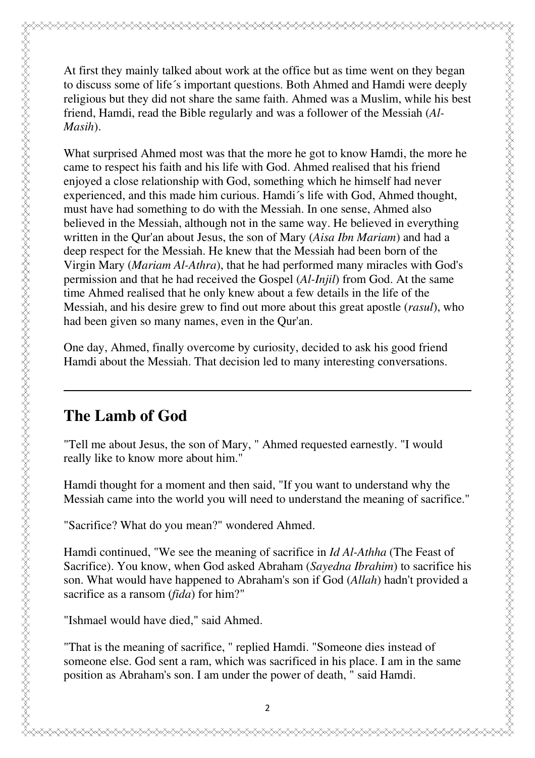At first they mainly talked about work at the office but as time went on they began to discuss some of life´s important questions. Both Ahmed and Hamdi were deeply religious but they did not share the same faith. Ahmed was a Muslim, while his best friend, Hamdi, read the Bible regularly and was a follower of the Messiah (*Al-Masih*).

What surprised Ahmed most was that the more he got to know Hamdi, the more he came to respect his faith and his life with God. Ahmed realised that his friend enjoyed a close relationship with God, something which he himself had never experienced, and this made him curious. Hamdi´s life with God, Ahmed thought, must have had something to do with the Messiah. In one sense, Ahmed also believed in the Messiah, although not in the same way. He believed in everything written in the Qur'an about Jesus, the son of Mary (*Aisa Ibn Mariam*) and had a deep respect for the Messiah. He knew that the Messiah had been born of the Virgin Mary (*Mariam Al-Athra*), that he had performed many miracles with God's permission and that he had received the Gospel (*Al-Injil*) from God. At the same time Ahmed realised that he only knew about a few details in the life of the Messiah, and his desire grew to find out more about this great apostle (*rasul*), who had been given so many names, even in the Qur'an.

One day, Ahmed, finally overcome by curiosity, decided to ask his good friend Hamdi about the Messiah. That decision led to many interesting conversations.

---

## The Lamb of God

"Tell me about Jesus, the son of Mary, " Ahmed requested earnestly. "I would really like to know more about him."

Hamdi thought for a moment and then said, "If you want to understand why the Messiah came into the world you will need to understand the meaning of sacrifice."

"Sacrifice? What do you mean?" wondered Ahmed.

Hamdi continued, "We see the meaning of sacrifice in *Id Al-Athha* (The Feast of Sacrifice). You know, when God asked Abraham (*Sayedna Ibrahim*) to sacrifice his son. What would have happened to Abraham's son if God (*Allah*) hadn't provided a sacrifice as a ransom (*fida*) for him?"

"Ishmael would have died," said Ahmed.

"That is the meaning of sacrifice, " replied Hamdi. "Someone dies instead of someone else. God sent a ram, which was sacrificed in his place. I am in the same position as Abraham's son. I am under the power of death, " said Hamdi.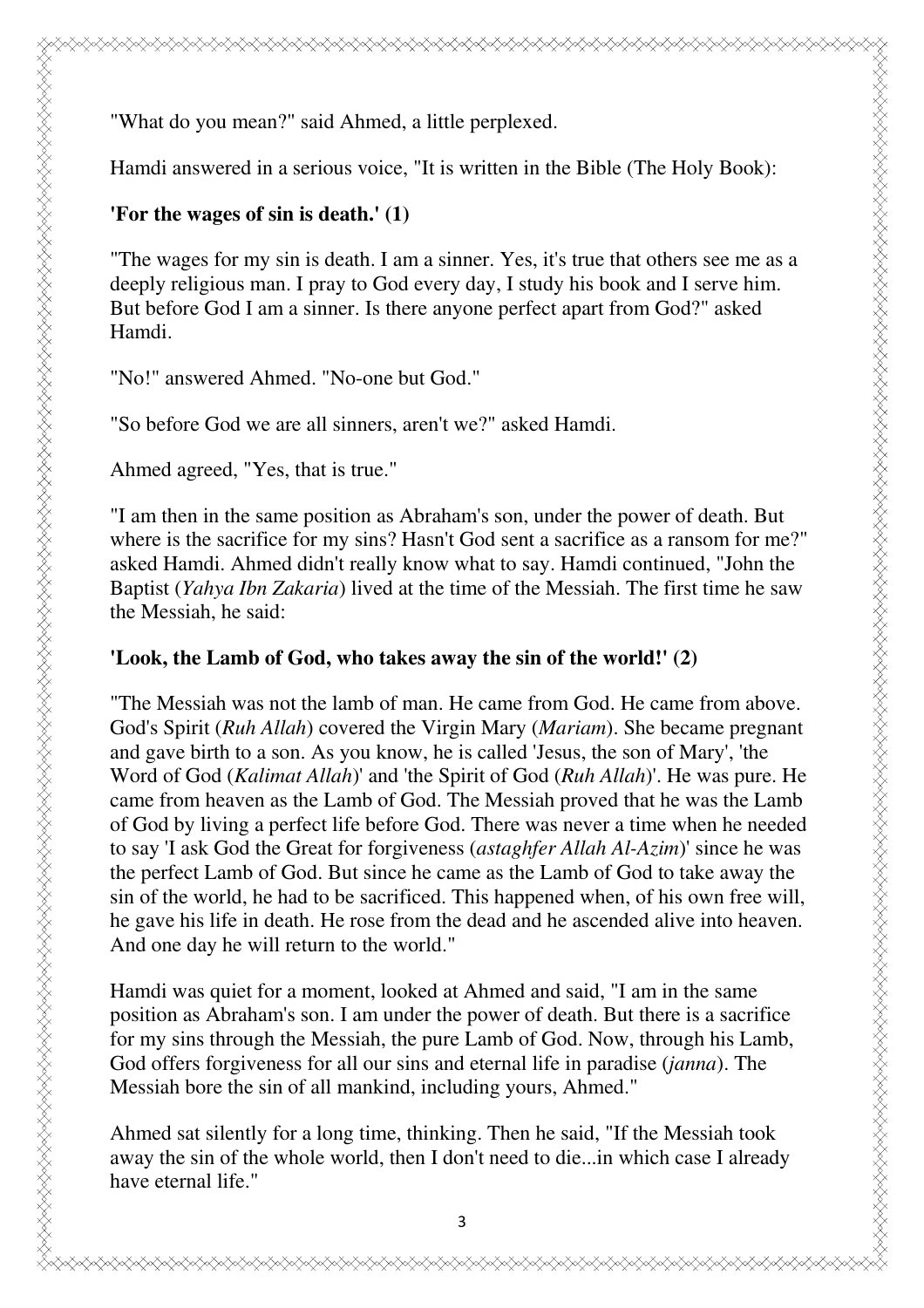"What do you mean?" said Ahmed, a little perplexed.

Hamdi answered in a serious voice, "It is written in the Bible (The Holy Book):

**'For the wages of sin is death.' (1)**

"The wages for my sin is death. I am a sinner. Yes, it's true that others see me as a deeply religious man. I pray to God every day, I study his book and I serve him. But before God I am a sinner. Is there anyone perfect apart from God?" asked Hamdi.

"No!" answered Ahmed. "No-one but God."

"So before God we are all sinners, aren't we?" asked Hamdi.

Ahmed agreed, "Yes, that is true."

"I am then in the same position as Abraham's son, under the power of death. But where is the sacrifice for my sins? Hasn't God sent a sacrifice as a ransom for me?" asked Hamdi. Ahmed didn't really know what to say. Hamdi continued, "John the Baptist (*Yahya Ibn Zakaria*) lived at the time of the Messiah. The first time he saw the Messiah, he said:

**'Look, the Lamb of God, who takes away the sin of the world!' (2)**

"The Messiah was not the lamb of man. He came from God. He came from above. God's Spirit (*Ruh Allah*) covered the Virgin Mary (*Mariam*). She became pregnant and gave birth to a son. As you know, he is called 'Jesus, the son of Mary', 'the Word of God (*Kalimat Allah*)' and 'the Spirit of God (*Ruh Allah*)'. He was pure. He came from heaven as the Lamb of God. The Messiah proved that he was the Lamb of God by living a perfect life before God. There was never a time when he needed to say 'I ask God the Great for forgiveness (*astaghfer Allah Al-Azim*)' since he was the perfect Lamb of God. But since he came as the Lamb of God to take away the sin of the world, he had to be sacrificed. This happened when, of his own free will, he gave his life in death. He rose from the dead and he ascended alive into heaven. And one day he will return to the world."

Hamdi was quiet for a moment, looked at Ahmed and said, "I am in the same position as Abraham's son. I am under the power of death. But there is a sacrifice for my sins through the Messiah, the pure Lamb of God. Now, through his Lamb, God offers forgiveness for all our sins and eternal life in paradise (*janna*). The Messiah bore the sin of all mankind, including yours, Ahmed."

Ahmed sat silently for a long time, thinking. Then he said, "If the Messiah took away the sin of the whole world, then I don't need to die...in which case I already have eternal life."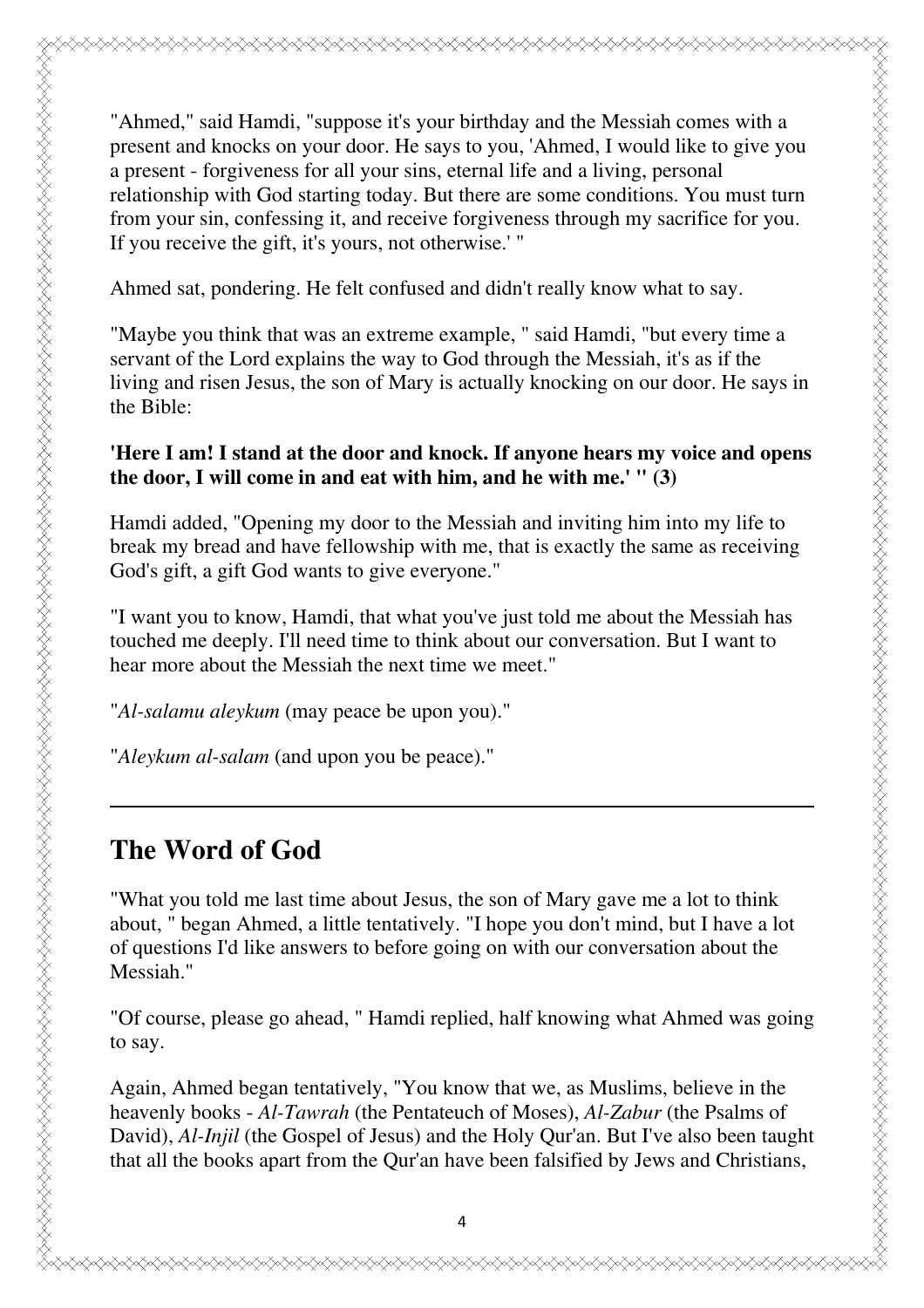"Ahmed," said Hamdi, "suppose it's your birthday and the Messiah comes with a present and knocks on your door. He says to you, 'Ahmed, I would like to give you a present - forgiveness for all your sins, eternal life and a living, personal relationship with God starting today. But there are some conditions. You must turn from your sin, confessing it, and receive forgiveness through my sacrifice for you. If you receive the gift, it's yours, not otherwise.' "

Ahmed sat, pondering. He felt confused and didn't really know what to say.

"Maybe you think that was an extreme example, " said Hamdi, "but every time a servant of the Lord explains the way to God through the Messiah, it's as if the living and risen Jesus, the son of Mary is actually knocking on our door. He says in the Bible:

**'Here I am! I stand at the door and knock. If anyone hears my voice and opens the door, I will come in and eat with him, and he with me.' " (3)**

Hamdi added, "Opening my door to the Messiah and inviting him into my life to break my bread and have fellowship with me, that is exactly the same as receiving God's gift, a gift God wants to give everyone."

"I want you to know, Hamdi, that what you've just told me about the Messiah has touched me deeply. I'll need time to think about our conversation. But I want to hear more about the Messiah the next time we meet."

"*Al-salamu aleykum* (may peace be upon you)."

"*Aleykum al-salam* (and upon you be peace)."

---

## The Word of God

"What you told me last time about Jesus, the son of Mary gave me a lot to think about, " began Ahmed, a little tentatively. "I hope you don't mind, but I have a lot of questions I'd like answers to before going on with our conversation about the Messiah."

"Of course, please go ahead, " Hamdi replied, half knowing what Ahmed was going to say.

Again, Ahmed began tentatively, "You know that we, as Muslims, believe in the heavenly books - *Al-Tawrah* (the Pentateuch of Moses), *Al-Zabur* (the Psalms of David), *Al-Injil* (the Gospel of Jesus) and the Holy Qur'an. But I've also been taught that all the books apart from the Qur'an have been falsified by Jews and Christians,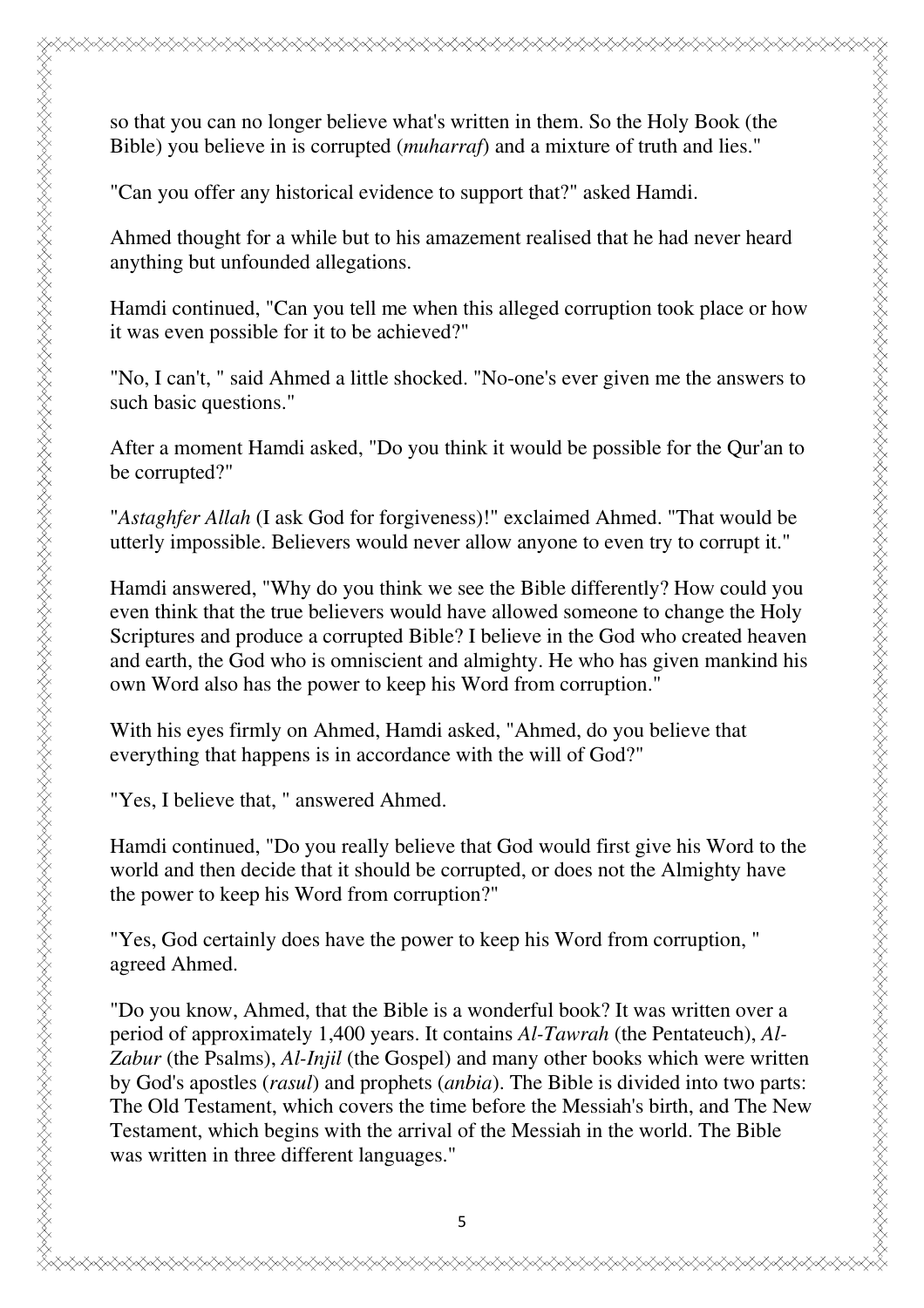so that you can no longer believe what's written in them. So the Holy Book (the Bible) you believe in is corrupted (*muharraf*) and a mixture of truth and lies."

"Can you offer any historical evidence to support that?" asked Hamdi.

Ahmed thought for a while but to his amazement realised that he had never heard anything but unfounded allegations.

Hamdi continued, "Can you tell me when this alleged corruption took place or how it was even possible for it to be achieved?"

"No, I can't, " said Ahmed a little shocked. "No-one's ever given me the answers to such basic questions."

After a moment Hamdi asked, "Do you think it would be possible for the Qur'an to be corrupted?"

"*Astaghfer Allah* (I ask God for forgiveness)!" exclaimed Ahmed. "That would be utterly impossible. Believers would never allow anyone to even try to corrupt it."

Hamdi answered, "Why do you think we see the Bible differently? How could you even think that the true believers would have allowed someone to change the Holy Scriptures and produce a corrupted Bible? I believe in the God who created heaven and earth, the God who is omniscient and almighty. He who has given mankind his own Word also has the power to keep his Word from corruption."

With his eyes firmly on Ahmed, Hamdi asked, "Ahmed, do you believe that everything that happens is in accordance with the will of God?"

"Yes, I believe that, " answered Ahmed.

Hamdi continued, "Do you really believe that God would first give his Word to the world and then decide that it should be corrupted, or does not the Almighty have the power to keep his Word from corruption?"

"Yes, God certainly does have the power to keep his Word from corruption, " agreed Ahmed.

"Do you know, Ahmed, that the Bible is a wonderful book? It was written over a period of approximately 1,400 years. It contains *Al-Tawrah* (the Pentateuch), *Al-Zabur* (the Psalms), *Al-Injil* (the Gospel) and many other books which were written by God's apostles (*rasul*) and prophets (*anbia*). The Bible is divided into two parts: The Old Testament, which covers the time before the Messiah's birth, and The New Testament, which begins with the arrival of the Messiah in the world. The Bible was written in three different languages."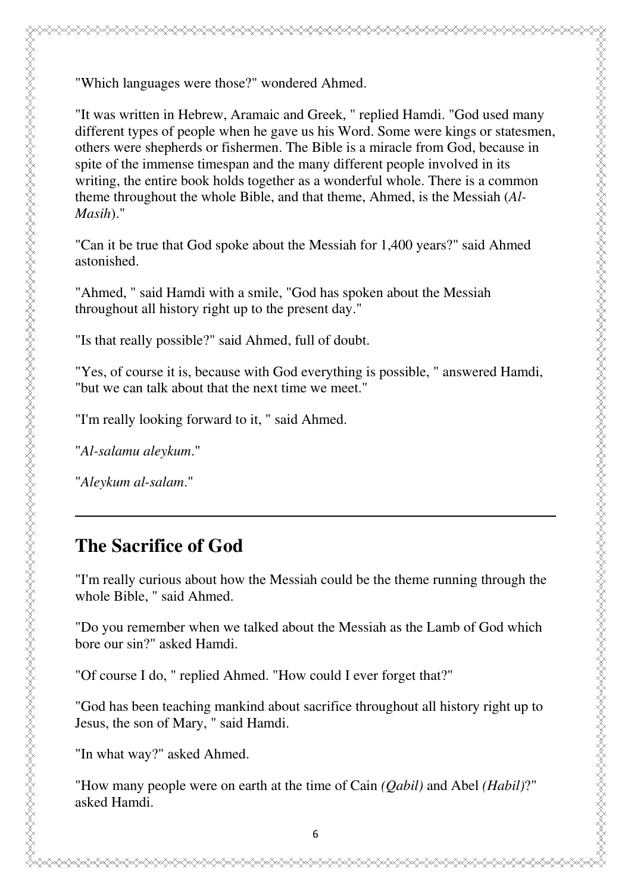"Which languages were those?" wondered Ahmed.

"It was written in Hebrew, Aramaic and Greek, " replied Hamdi. "God used many different types of people when he gave us his Word. Some were kings or statesmen, others were shepherds or fishermen. The Bible is a miracle from God, because in spite of the immense timespan and the many different people involved in its writing, the entire book holds together as a wonderful whole. There is a common theme throughout the whole Bible, and that theme, Ahmed, is the Messiah (*Al-Masih*)."

"Can it be true that God spoke about the Messiah for 1,400 years?" said Ahmed astonished.

"Ahmed, " said Hamdi with a smile, "God has spoken about the Messiah throughout all history right up to the present day."

"Is that really possible?" said Ahmed, full of doubt.

"Yes, of course it is, because with God everything is possible, " answered Hamdi, "but we can talk about that the next time we meet."

"I'm really looking forward to it, " said Ahmed.

"*Al-salamu aleykum*."

"*Aleykum al-salam*."

---

## The Sacrifice of God

"I'm really curious about how the Messiah could be the theme running through the whole Bible, " said Ahmed.

"Do you remember when we talked about the Messiah as the Lamb of God which bore our sin?" asked Hamdi.

"Of course I do, " replied Ahmed. "How could I ever forget that?"

"God has been teaching mankind about sacrifice throughout all history right up to Jesus, the son of Mary, " said Hamdi.

"In what way?" asked Ahmed.

"How many people were on earth at the time of Cain *(Qabil)* and Abel *(Habil)*?" asked Hamdi.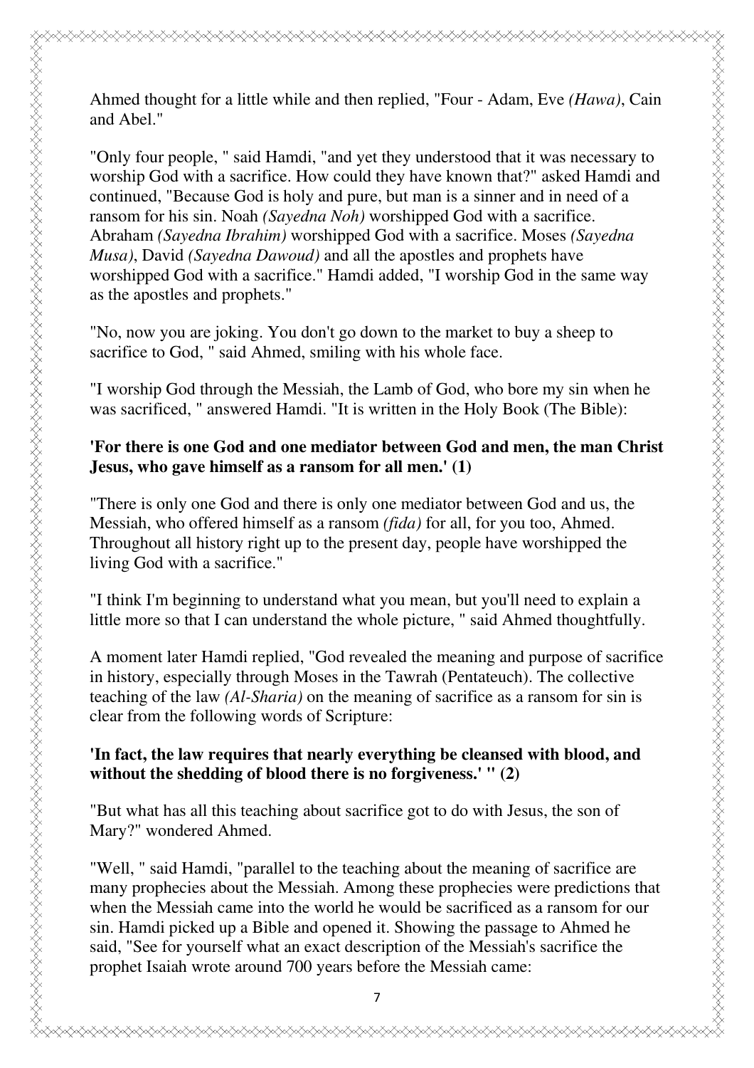Ahmed thought for a little while and then replied, "Four - Adam, Eve *(Hawa)*, Cain and Abel."

"Only four people, " said Hamdi, "and yet they understood that it was necessary to worship God with a sacrifice. How could they have known that?" asked Hamdi and continued, "Because God is holy and pure, but man is a sinner and in need of a ransom for his sin. Noah *(Sayedna Noh)* worshipped God with a sacrifice. Abraham *(Sayedna Ibrahim)* worshipped God with a sacrifice. Moses *(Sayedna Musa)*, David *(Sayedna Dawoud)* and all the apostles and prophets have worshipped God with a sacrifice." Hamdi added, "I worship God in the same way as the apostles and prophets."

"No, now you are joking. You don't go down to the market to buy a sheep to sacrifice to God, " said Ahmed, smiling with his whole face.

"I worship God through the Messiah, the Lamb of God, who bore my sin when he was sacrificed, " answered Hamdi. "It is written in the Holy Book (The Bible):

**'For there is one God and one mediator between God and men, the man Christ Jesus, who gave himself as a ransom for all men.' (1)**

"There is only one God and there is only one mediator between God and us, the Messiah, who offered himself as a ransom *(fida)* for all, for you too, Ahmed. Throughout all history right up to the present day, people have worshipped the living God with a sacrifice."

"I think I'm beginning to understand what you mean, but you'll need to explain a little more so that I can understand the whole picture, " said Ahmed thoughtfully.

A moment later Hamdi replied, "God revealed the meaning and purpose of sacrifice in history, especially through Moses in the Tawrah (Pentateuch). The collective teaching of the law *(Al-Sharia)* on the meaning of sacrifice as a ransom for sin is clear from the following words of Scripture:

**'In fact, the law requires that nearly everything be cleansed with blood, and without the shedding of blood there is no forgiveness.' " (2)**

"But what has all this teaching about sacrifice got to do with Jesus, the son of Mary?" wondered Ahmed.

"Well, " said Hamdi, "parallel to the teaching about the meaning of sacrifice are many prophecies about the Messiah. Among these prophecies were predictions that when the Messiah came into the world he would be sacrificed as a ransom for our sin. Hamdi picked up a Bible and opened it. Showing the passage to Ahmed he said, "See for yourself what an exact description of the Messiah's sacrifice the prophet Isaiah wrote around 700 years before the Messiah came: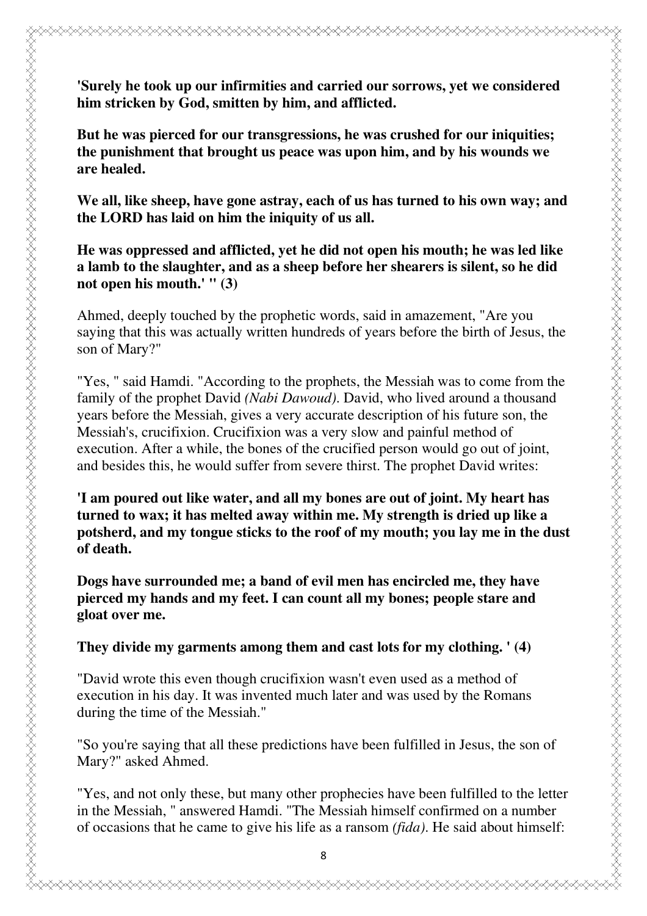**'Surely he took up our infirmities and carried our sorrows, yet we considered him stricken by God, smitten by him, and afflicted.**

**But he was pierced for our transgressions, he was crushed for our iniquities; the punishment that brought us peace was upon him, and by his wounds we are healed.**

**We all, like sheep, have gone astray, each of us has turned to his own way; and the LORD has laid on him the iniquity of us all.**

**He was oppressed and afflicted, yet he did not open his mouth; he was led like a lamb to the slaughter, and as a sheep before her shearers is silent, so he did not open his mouth.' " (3)**

Ahmed, deeply touched by the prophetic words, said in amazement, "Are you saying that this was actually written hundreds of years before the birth of Jesus, the son of Mary?"

"Yes, " said Hamdi. "According to the prophets, the Messiah was to come from the family of the prophet David *(Nabi Dawoud)*. David, who lived around a thousand years before the Messiah, gives a very accurate description of his future son, the Messiah's, crucifixion. Crucifixion was a very slow and painful method of execution. After a while, the bones of the crucified person would go out of joint, and besides this, he would suffer from severe thirst. The prophet David writes:

**'I am poured out like water, and all my bones are out of joint. My heart has turned to wax; it has melted away within me. My strength is dried up like a potsherd, and my tongue sticks to the roof of my mouth; you lay me in the dust of death.**

**Dogs have surrounded me; a band of evil men has encircled me, they have pierced my hands and my feet. I can count all my bones; people stare and gloat over me.**

**They divide my garments among them and cast lots for my clothing. ' (4)**

"David wrote this even though crucifixion wasn't even used as a method of execution in his day. It was invented much later and was used by the Romans during the time of the Messiah."

"So you're saying that all these predictions have been fulfilled in Jesus, the son of Mary?" asked Ahmed.

"Yes, and not only these, but many other prophecies have been fulfilled to the letter in the Messiah, " answered Hamdi. "The Messiah himself confirmed on a number of occasions that he came to give his life as a ransom *(fida)*. He said about himself: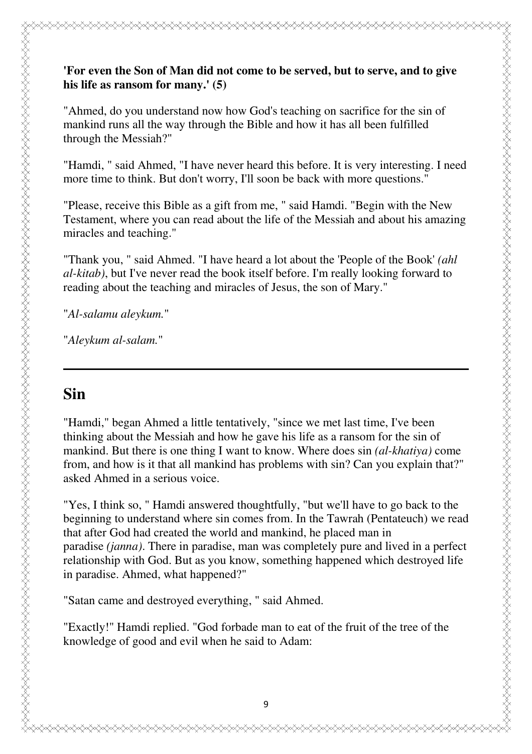**'For even the Son of Man did not come to be served, but to serve, and to give his life as ransom for many.' (5)**

"Ahmed, do you understand now how God's teaching on sacrifice for the sin of mankind runs all the way through the Bible and how it has all been fulfilled through the Messiah?"

"Hamdi, " said Ahmed, "I have never heard this before. It is very interesting. I need more time to think. But don't worry, I'll soon be back with more questions."

"Please, receive this Bible as a gift from me, " said Hamdi. "Begin with the New Testament, where you can read about the life of the Messiah and about his amazing miracles and teaching."

"Thank you, " said Ahmed. "I have heard a lot about the 'People of the Book' *(ahl al-kitab)*, but I've never read the book itself before. I'm really looking forward to reading about the teaching and miracles of Jesus, the son of Mary."

"*Al-salamu aleykum.*"

"*Aleykum al-salam.*"

---

## Sin

"Hamdi," began Ahmed a little tentatively, "since we met last time, I've been thinking about the Messiah and how he gave his life as a ransom for the sin of mankind. But there is one thing I want to know. Where does sin *(al-khatiya)* come from, and how is it that all mankind has problems with sin? Can you explain that?" asked Ahmed in a serious voice.

"Yes, I think so, " Hamdi answered thoughtfully, "but we'll have to go back to the beginning to understand where sin comes from. In the Tawrah (Pentateuch) we read that after God had created the world and mankind, he placed man in paradise *(janna)*. There in paradise, man was completely pure and lived in a perfect relationship with God. But as you know, something happened which destroyed life in paradise. Ahmed, what happened?"

"Satan came and destroyed everything, " said Ahmed.

"Exactly!" Hamdi replied. "God forbade man to eat of the fruit of the tree of the knowledge of good and evil when he said to Adam: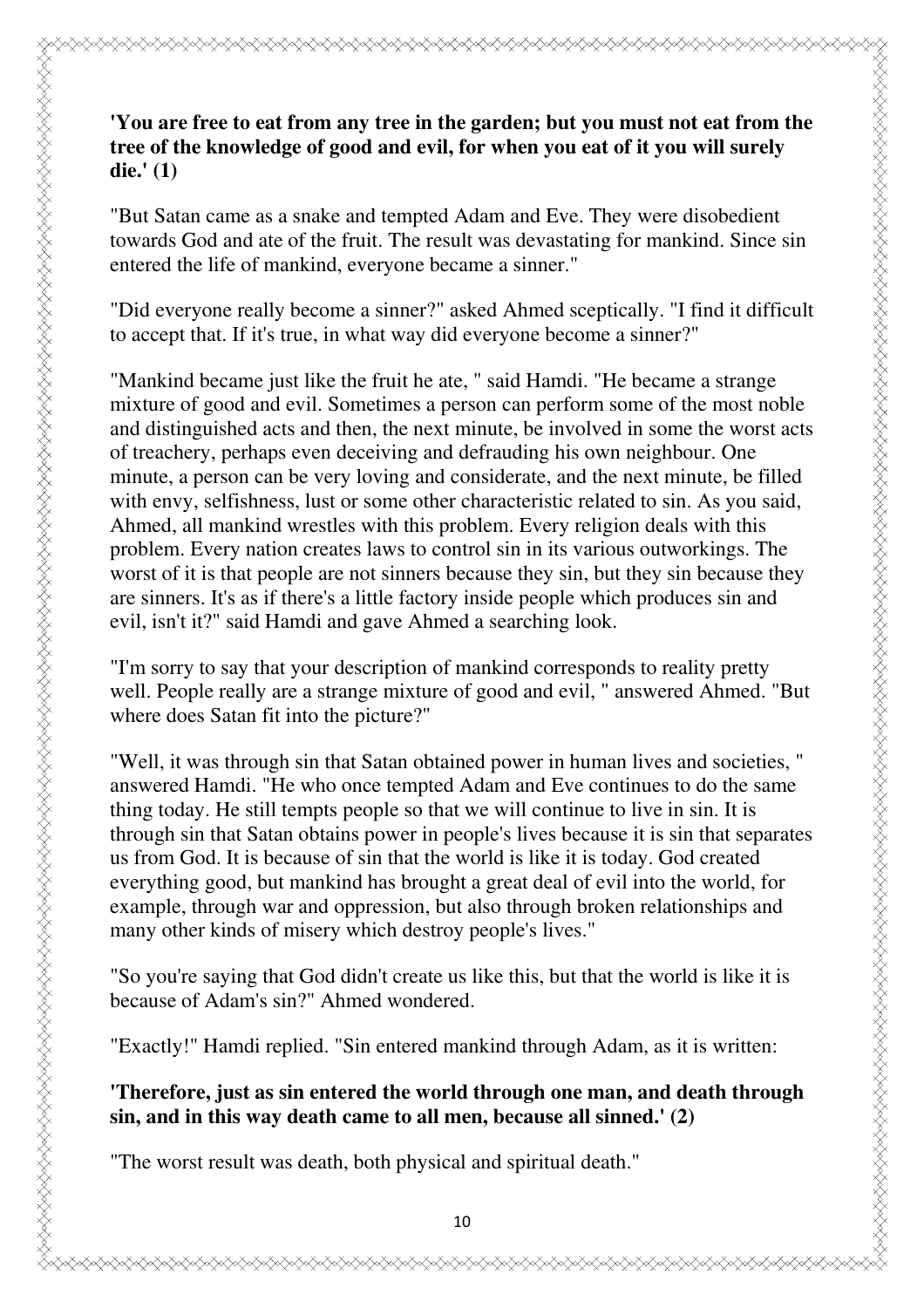**'You are free to eat from any tree in the garden; but you must not eat from the tree of the knowledge of good and evil, for when you eat of it you will surely die.' (1)**

"But Satan came as a snake and tempted Adam and Eve. They were disobedient towards God and ate of the fruit. The result was devastating for mankind. Since sin entered the life of mankind, everyone became a sinner."

"Did everyone really become a sinner?" asked Ahmed sceptically. "I find it difficult to accept that. If it's true, in what way did everyone become a sinner?"

"Mankind became just like the fruit he ate, " said Hamdi. "He became a strange mixture of good and evil. Sometimes a person can perform some of the most noble and distinguished acts and then, the next minute, be involved in some the worst acts of treachery, perhaps even deceiving and defrauding his own neighbour. One minute, a person can be very loving and considerate, and the next minute, be filled with envy, selfishness, lust or some other characteristic related to sin. As you said, Ahmed, all mankind wrestles with this problem. Every religion deals with this problem. Every nation creates laws to control sin in its various outworkings. The worst of it is that people are not sinners because they sin, but they sin because they are sinners. It's as if there's a little factory inside people which produces sin and evil, isn't it?" said Hamdi and gave Ahmed a searching look.

"I'm sorry to say that your description of mankind corresponds to reality pretty well. People really are a strange mixture of good and evil, " answered Ahmed. "But where does Satan fit into the picture?"

"Well, it was through sin that Satan obtained power in human lives and societies, " answered Hamdi. "He who once tempted Adam and Eve continues to do the same thing today. He still tempts people so that we will continue to live in sin. It is through sin that Satan obtains power in people's lives because it is sin that separates us from God. It is because of sin that the world is like it is today. God created everything good, but mankind has brought a great deal of evil into the world, for example, through war and oppression, but also through broken relationships and many other kinds of misery which destroy people's lives."

"So you're saying that God didn't create us like this, but that the world is like it is because of Adam's sin?" Ahmed wondered.

"Exactly!" Hamdi replied. "Sin entered mankind through Adam, as it is written:

**'Therefore, just as sin entered the world through one man, and death through sin, and in this way death came to all men, because all sinned.' (2)**

"The worst result was death, both physical and spiritual death."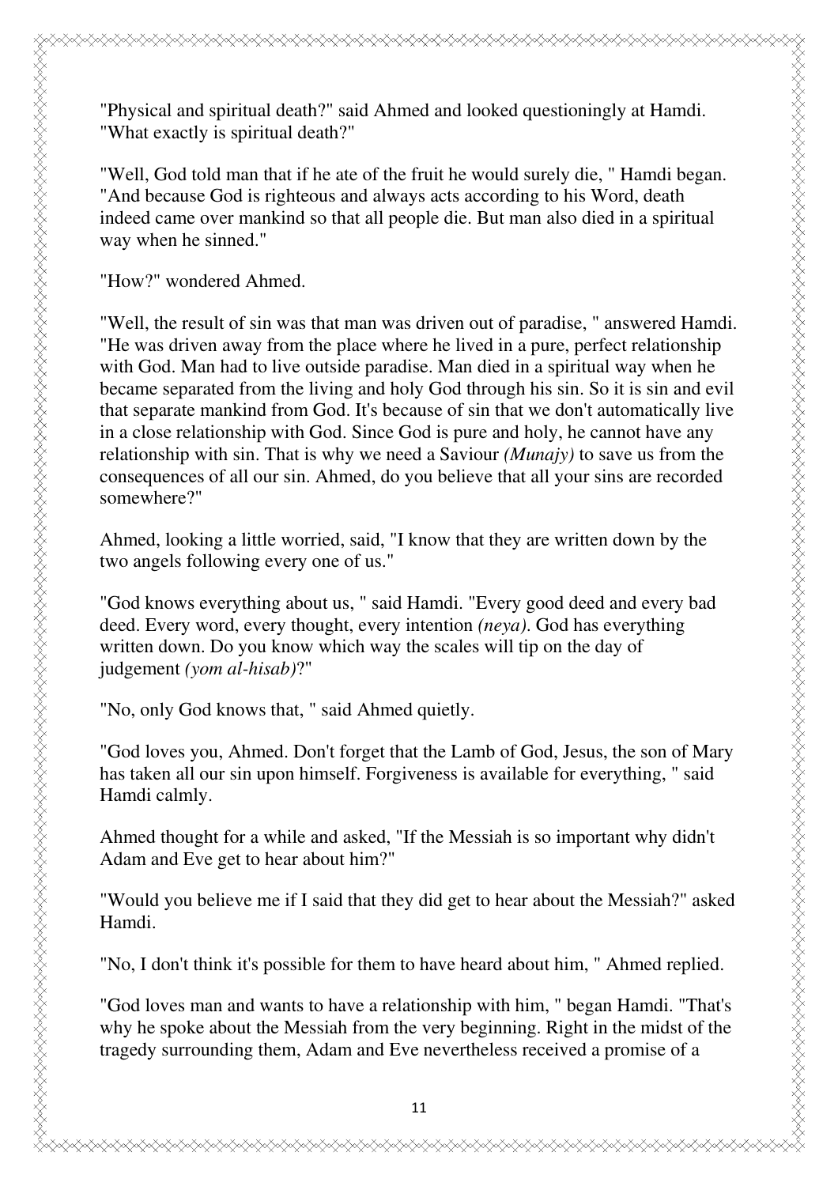"Physical and spiritual death?" said Ahmed and looked questioningly at Hamdi. "What exactly is spiritual death?"

"Well, God told man that if he ate of the fruit he would surely die, " Hamdi began. "And because God is righteous and always acts according to his Word, death indeed came over mankind so that all people die. But man also died in a spiritual way when he sinned."

"How?" wondered Ahmed.

"Well, the result of sin was that man was driven out of paradise, " answered Hamdi. "He was driven away from the place where he lived in a pure, perfect relationship with God. Man had to live outside paradise. Man died in a spiritual way when he became separated from the living and holy God through his sin. So it is sin and evil that separate mankind from God. It's because of sin that we don't automatically live in a close relationship with God. Since God is pure and holy, he cannot have any relationship with sin. That is why we need a Saviour *(Munajy)* to save us from the consequences of all our sin. Ahmed, do you believe that all your sins are recorded somewhere?"

Ahmed, looking a little worried, said, "I know that they are written down by the two angels following every one of us."

"God knows everything about us, " said Hamdi. "Every good deed and every bad deed. Every word, every thought, every intention *(neya)*. God has everything written down. Do you know which way the scales will tip on the day of judgement *(yom al-hisab)*?"

"No, only God knows that, " said Ahmed quietly.

"God loves you, Ahmed. Don't forget that the Lamb of God, Jesus, the son of Mary has taken all our sin upon himself. Forgiveness is available for everything, " said Hamdi calmly.

Ahmed thought for a while and asked, "If the Messiah is so important why didn't Adam and Eve get to hear about him?"

"Would you believe me if I said that they did get to hear about the Messiah?" asked Hamdi.

"No, I don't think it's possible for them to have heard about him, " Ahmed replied.

"God loves man and wants to have a relationship with him, " began Hamdi. "That's why he spoke about the Messiah from the very beginning. Right in the midst of the tragedy surrounding them, Adam and Eve nevertheless received a promise of a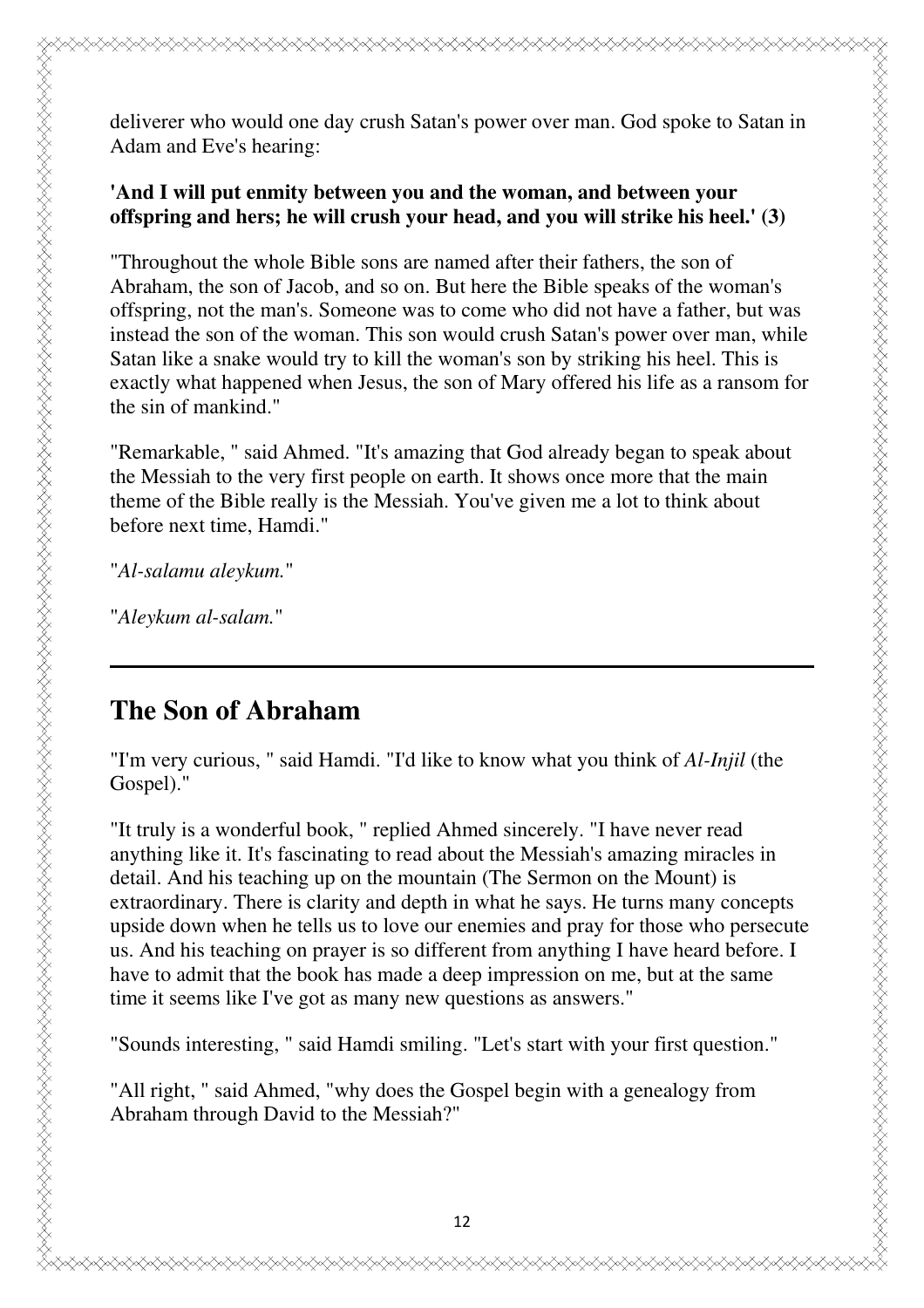deliverer who would one day crush Satan's power over man. God spoke to Satan in Adam and Eve's hearing:

**'And I will put enmity between you and the woman, and between your offspring and hers; he will crush your head, and you will strike his heel.' (3)**

"Throughout the whole Bible sons are named after their fathers, the son of Abraham, the son of Jacob, and so on. But here the Bible speaks of the woman's offspring, not the man's. Someone was to come who did not have a father, but was instead the son of the woman. This son would crush Satan's power over man, while Satan like a snake would try to kill the woman's son by striking his heel. This is exactly what happened when Jesus, the son of Mary offered his life as a ransom for the sin of mankind."

"Remarkable, " said Ahmed. "It's amazing that God already began to speak about the Messiah to the very first people on earth. It shows once more that the main theme of the Bible really is the Messiah. You've given me a lot to think about before next time, Hamdi."

"*Al-salamu aleykum.*"

"*Aleykum al-salam.*"

---

## The Son of Abraham

"I'm very curious, " said Hamdi. "I'd like to know what you think of *Al-Injil* (the Gospel)."

"It truly is a wonderful book, " replied Ahmed sincerely. "I have never read anything like it. It's fascinating to read about the Messiah's amazing miracles in detail. And his teaching up on the mountain (The Sermon on the Mount) is extraordinary. There is clarity and depth in what he says. He turns many concepts upside down when he tells us to love our enemies and pray for those who persecute us. And his teaching on prayer is so different from anything I have heard before. I have to admit that the book has made a deep impression on me, but at the same time it seems like I've got as many new questions as answers."

"Sounds interesting, " said Hamdi smiling. "Let's start with your first question."

"All right, " said Ahmed, "why does the Gospel begin with a genealogy from Abraham through David to the Messiah?"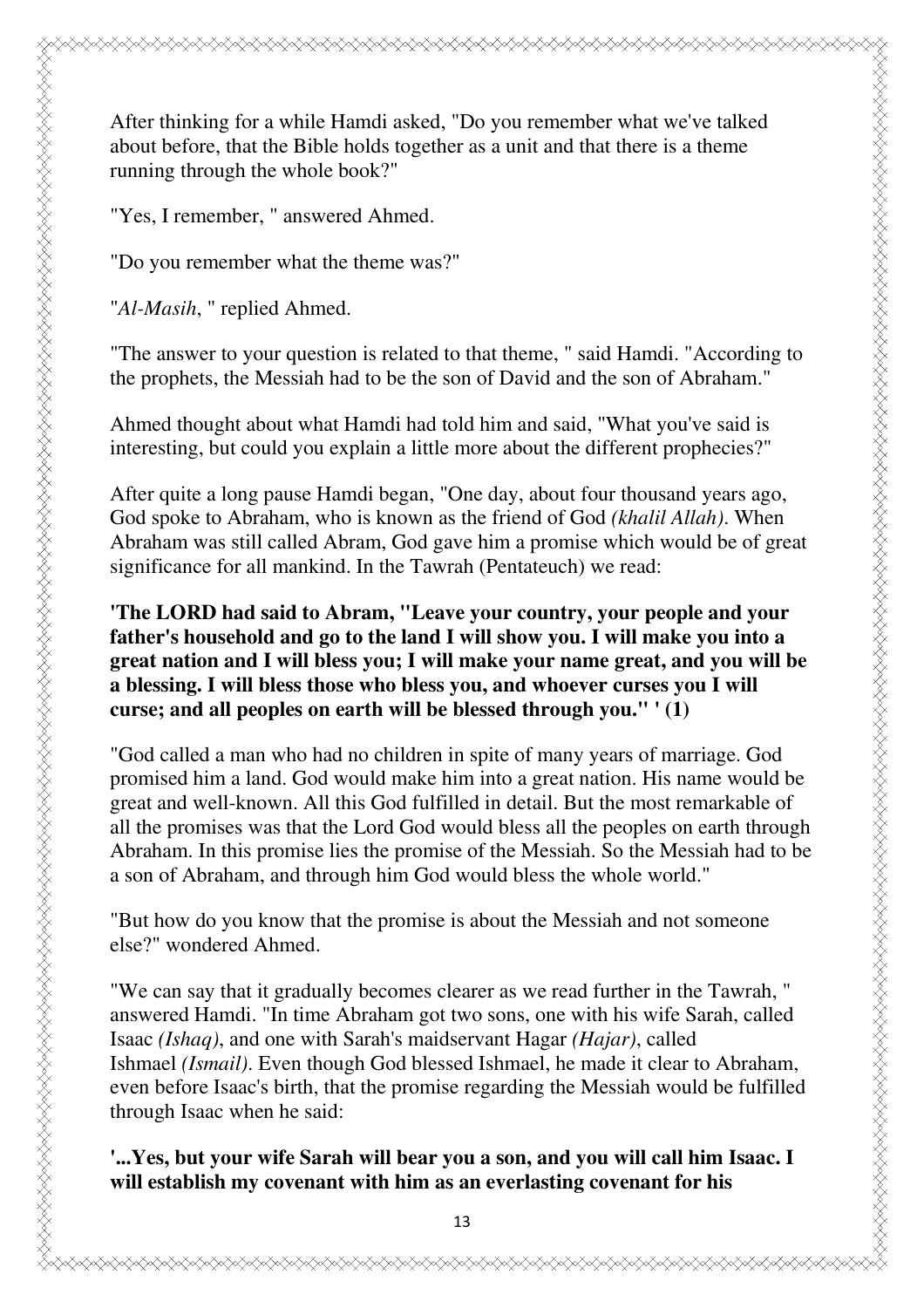After thinking for a while Hamdi asked, "Do you remember what we've talked about before, that the Bible holds together as a unit and that there is a theme running through the whole book?"

"Yes, I remember, " answered Ahmed.

"Do you remember what the theme was?"

"*Al-Masih*, " replied Ahmed.

"The answer to your question is related to that theme, " said Hamdi. "According to the prophets, the Messiah had to be the son of David and the son of Abraham."

Ahmed thought about what Hamdi had told him and said, "What you've said is interesting, but could you explain a little more about the different prophecies?"

After quite a long pause Hamdi began, "One day, about four thousand years ago, God spoke to Abraham, who is known as the friend of God *(khalil Allah)*. When Abraham was still called Abram, God gave him a promise which would be of great significance for all mankind. In the Tawrah (Pentateuch) we read:

**'The LORD had said to Abram, "Leave your country, your people and your father's household and go to the land I will show you. I will make you into a great nation and I will bless you; I will make your name great, and you will be a blessing. I will bless those who bless you, and whoever curses you I will curse; and all peoples on earth will be blessed through you." ' (1)**

"God called a man who had no children in spite of many years of marriage. God promised him a land. God would make him into a great nation. His name would be great and well-known. All this God fulfilled in detail. But the most remarkable of all the promises was that the Lord God would bless all the peoples on earth through Abraham. In this promise lies the promise of the Messiah. So the Messiah had to be a son of Abraham, and through him God would bless the whole world."

"But how do you know that the promise is about the Messiah and not someone else?" wondered Ahmed.

"We can say that it gradually becomes clearer as we read further in the Tawrah, " answered Hamdi. "In time Abraham got two sons, one with his wife Sarah, called Isaac *(Ishaq)*, and one with Sarah's maidservant Hagar *(Hajar)*, called Ishmael *(Ismail)*. Even though God blessed Ishmael, he made it clear to Abraham, even before Isaac's birth, that the promise regarding the Messiah would be fulfilled through Isaac when he said:

**'...Yes, but your wife Sarah will bear you a son, and you will call him Isaac. I will establish my covenant with him as an everlasting covenant for his**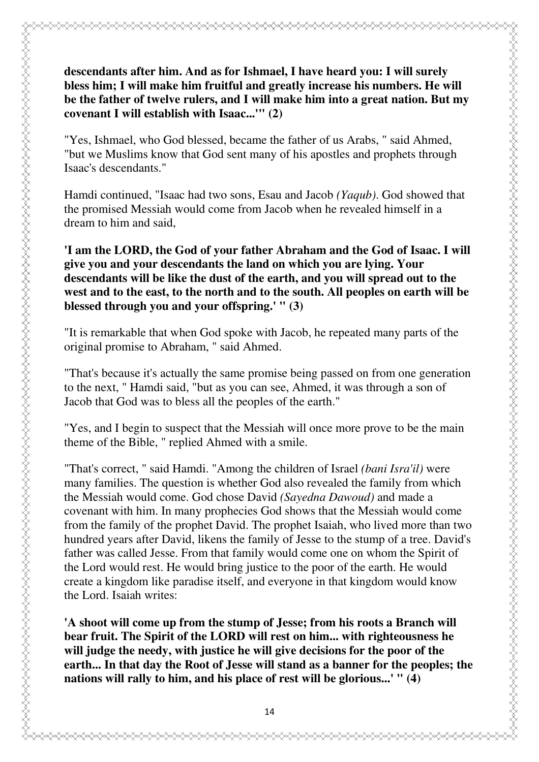**descendants after him. And as for Ishmael, I have heard you: I will surely bless him; I will make him fruitful and greatly increase his numbers. He will be the father of twelve rulers, and I will make him into a great nation. But my covenant I will establish with Isaac...'" (2)**

"Yes, Ishmael, who God blessed, became the father of us Arabs, " said Ahmed, "but we Muslims know that God sent many of his apostles and prophets through Isaac's descendants."

Hamdi continued, "Isaac had two sons, Esau and Jacob *(Yaqub)*. God showed that the promised Messiah would come from Jacob when he revealed himself in a dream to him and said,

**'I am the LORD, the God of your father Abraham and the God of Isaac. I will give you and your descendants the land on which you are lying. Your descendants will be like the dust of the earth, and you will spread out to the west and to the east, to the north and to the south. All peoples on earth will be blessed through you and your offspring.' " (3)**

"It is remarkable that when God spoke with Jacob, he repeated many parts of the original promise to Abraham, " said Ahmed.

"That's because it's actually the same promise being passed on from one generation to the next, " Hamdi said, "but as you can see, Ahmed, it was through a son of Jacob that God was to bless all the peoples of the earth."

"Yes, and I begin to suspect that the Messiah will once more prove to be the main theme of the Bible, " replied Ahmed with a smile.

"That's correct, " said Hamdi. "Among the children of Israel *(bani Isra'il)* were many families. The question is whether God also revealed the family from which the Messiah would come. God chose David *(Sayedna Dawoud)* and made a covenant with him. In many prophecies God shows that the Messiah would come from the family of the prophet David. The prophet Isaiah, who lived more than two hundred years after David, likens the family of Jesse to the stump of a tree. David's father was called Jesse. From that family would come one on whom the Spirit of the Lord would rest. He would bring justice to the poor of the earth. He would create a kingdom like paradise itself, and everyone in that kingdom would know the Lord. Isaiah writes:

**'A shoot will come up from the stump of Jesse; from his roots a Branch will bear fruit. The Spirit of the LORD will rest on him... with righteousness he will judge the needy, with justice he will give decisions for the poor of the earth... In that day the Root of Jesse will stand as a banner for the peoples; the nations will rally to him, and his place of rest will be glorious...' " (4)**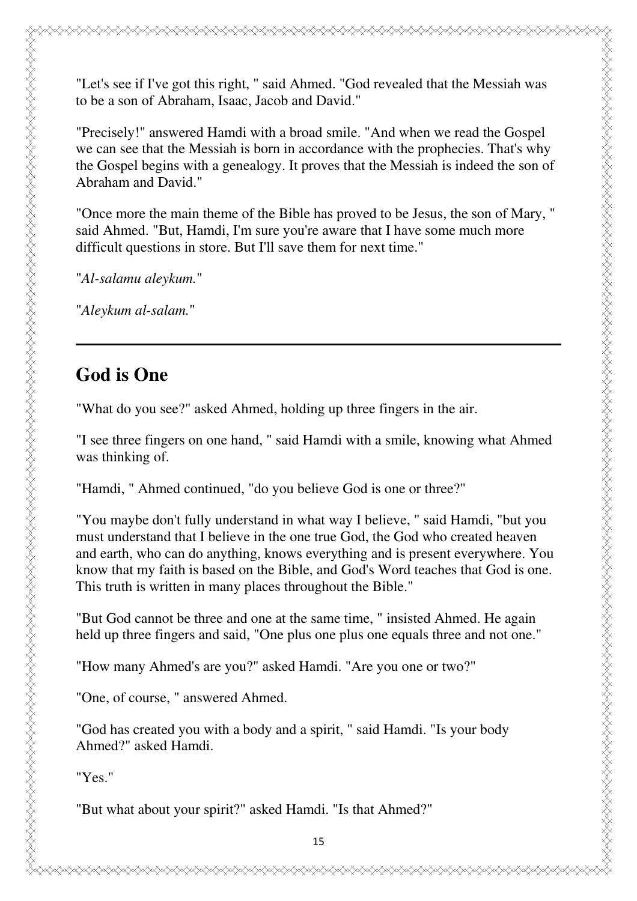"Let's see if I've got this right, " said Ahmed. "God revealed that the Messiah was to be a son of Abraham, Isaac, Jacob and David."

"Precisely!" answered Hamdi with a broad smile. "And when we read the Gospel we can see that the Messiah is born in accordance with the prophecies. That's why the Gospel begins with a genealogy. It proves that the Messiah is indeed the son of Abraham and David."

"Once more the main theme of the Bible has proved to be Jesus, the son of Mary, " said Ahmed. "But, Hamdi, I'm sure you're aware that I have some much more difficult questions in store. But I'll save them for next time."

"*Al-salamu aleykum.*"

"*Aleykum al-salam.*"

---

## God is One

"What do you see?" asked Ahmed, holding up three fingers in the air.

"I see three fingers on one hand, " said Hamdi with a smile, knowing what Ahmed was thinking of.

"Hamdi, " Ahmed continued, "do you believe God is one or three?"

"You maybe don't fully understand in what way I believe, " said Hamdi, "but you must understand that I believe in the one true God, the God who created heaven and earth, who can do anything, knows everything and is present everywhere. You know that my faith is based on the Bible, and God's Word teaches that God is one. This truth is written in many places throughout the Bible."

"But God cannot be three and one at the same time, " insisted Ahmed. He again held up three fingers and said, "One plus one plus one equals three and not one."

"How many Ahmed's are you?" asked Hamdi. "Are you one or two?"

"One, of course, " answered Ahmed.

"God has created you with a body and a spirit, " said Hamdi. "Is your body Ahmed?" asked Hamdi.

"Yes."

"But what about your spirit?" asked Hamdi. "Is that Ahmed?"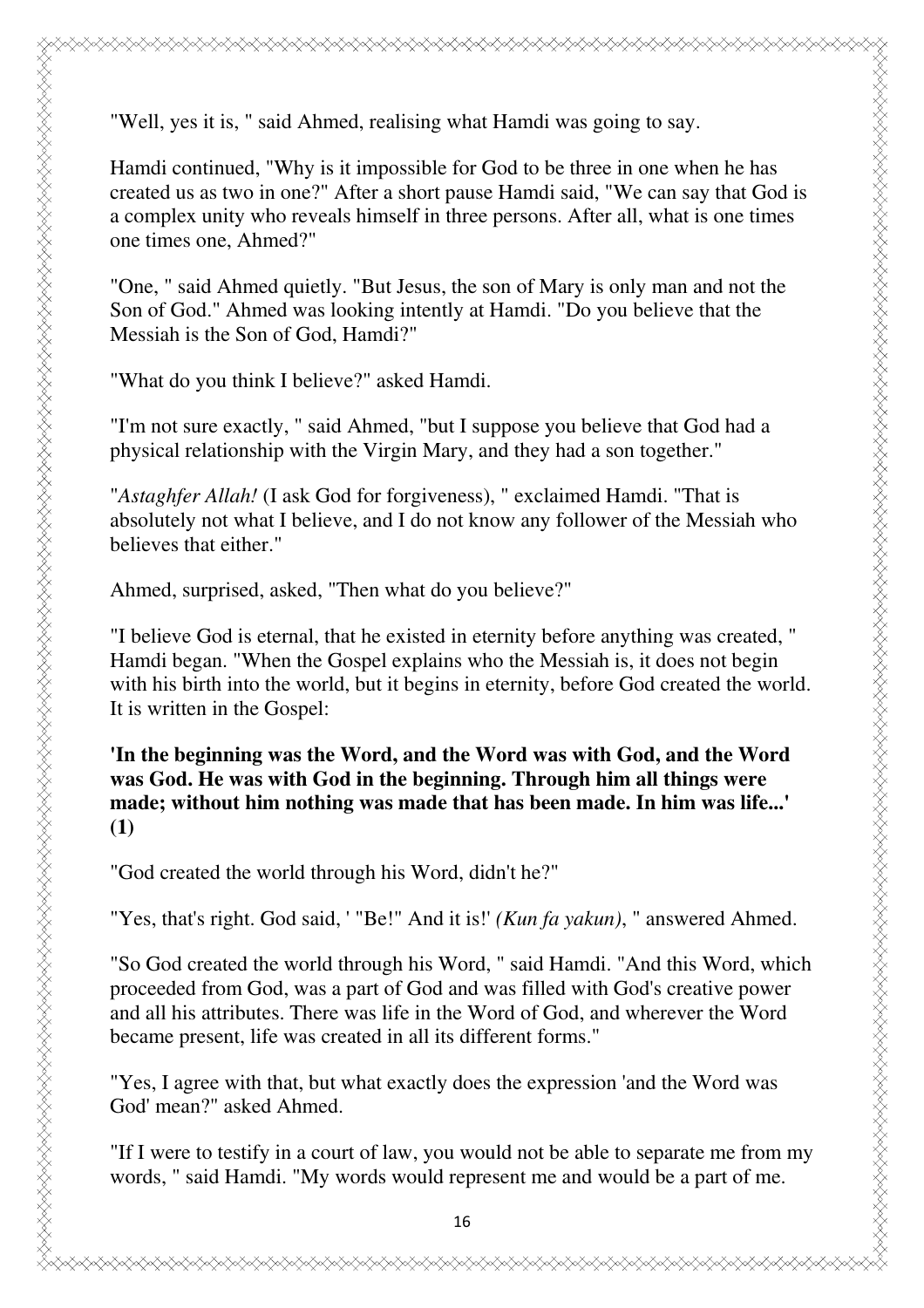"Well, yes it is, " said Ahmed, realising what Hamdi was going to say.

Hamdi continued, "Why is it impossible for God to be three in one when he has created us as two in one?" After a short pause Hamdi said, "We can say that God is a complex unity who reveals himself in three persons. After all, what is one times one times one, Ahmed?"

"One, " said Ahmed quietly. "But Jesus, the son of Mary is only man and not the Son of God." Ahmed was looking intently at Hamdi. "Do you believe that the Messiah is the Son of God, Hamdi?"

"What do you think I believe?" asked Hamdi.

"I'm not sure exactly, " said Ahmed, "but I suppose you believe that God had a physical relationship with the Virgin Mary, and they had a son together."

"*Astaghfer Allah!* (I ask God for forgiveness), " exclaimed Hamdi. "That is absolutely not what I believe, and I do not know any follower of the Messiah who believes that either."

Ahmed, surprised, asked, "Then what do you believe?"

"I believe God is eternal, that he existed in eternity before anything was created, " Hamdi began. "When the Gospel explains who the Messiah is, it does not begin with his birth into the world, but it begins in eternity, before God created the world. It is written in the Gospel:

**'In the beginning was the Word, and the Word was with God, and the Word was God. He was with God in the beginning. Through him all things were made; without him nothing was made that has been made. In him was life...' (1)**

"God created the world through his Word, didn't he?"

"Yes, that's right. God said, ' "Be!" And it is!' *(Kun fa yakun)*, " answered Ahmed.

"So God created the world through his Word, " said Hamdi. "And this Word, which proceeded from God, was a part of God and was filled with God's creative power and all his attributes. There was life in the Word of God, and wherever the Word became present, life was created in all its different forms."

"Yes, I agree with that, but what exactly does the expression 'and the Word was God' mean?" asked Ahmed.

"If I were to testify in a court of law, you would not be able to separate me from my words, " said Hamdi. "My words would represent me and would be a part of me.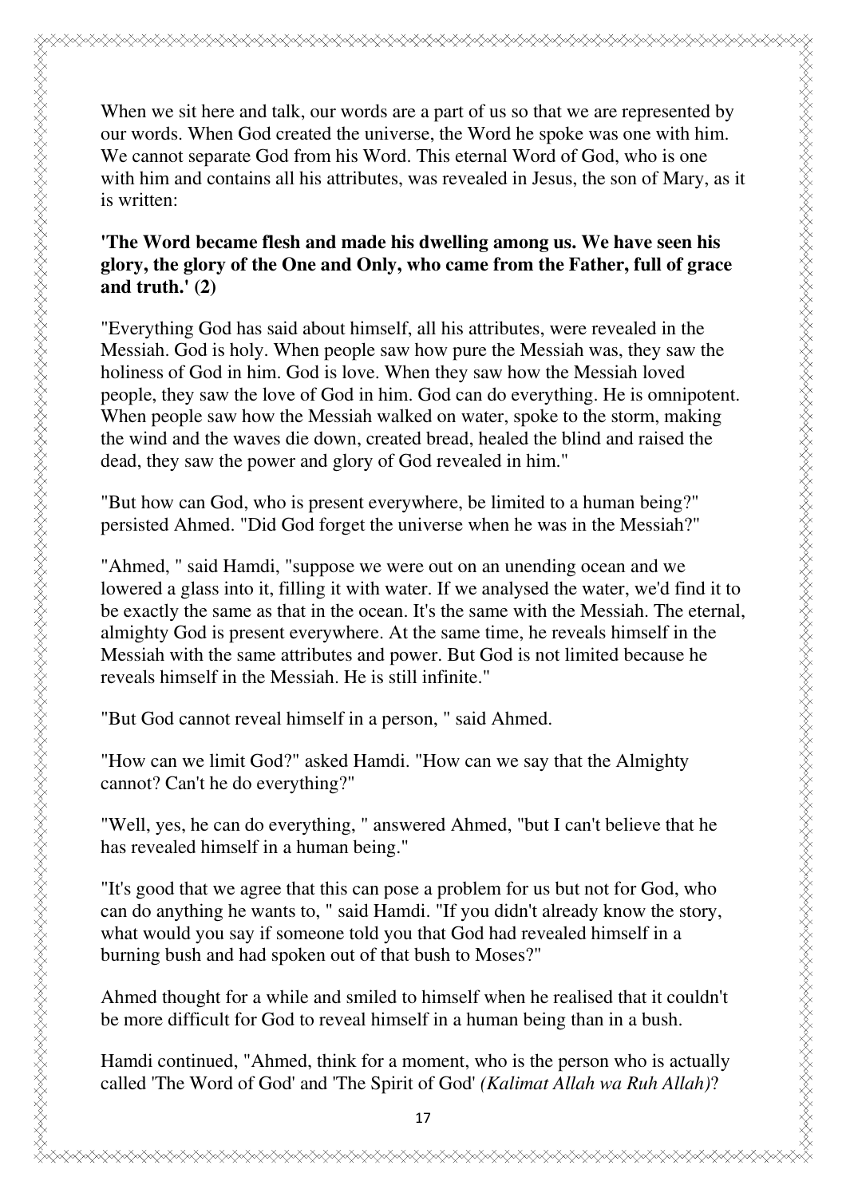When we sit here and talk, our words are a part of us so that we are represented by our words. When God created the universe, the Word he spoke was one with him. We cannot separate God from his Word. This eternal Word of God, who is one with him and contains all his attributes, was revealed in Jesus, the son of Mary, as it is written:

**'The Word became flesh and made his dwelling among us. We have seen his glory, the glory of the One and Only, who came from the Father, full of grace and truth.' (2)**

"Everything God has said about himself, all his attributes, were revealed in the Messiah. God is holy. When people saw how pure the Messiah was, they saw the holiness of God in him. God is love. When they saw how the Messiah loved people, they saw the love of God in him. God can do everything. He is omnipotent. When people saw how the Messiah walked on water, spoke to the storm, making the wind and the waves die down, created bread, healed the blind and raised the dead, they saw the power and glory of God revealed in him."

"But how can God, who is present everywhere, be limited to a human being?" persisted Ahmed. "Did God forget the universe when he was in the Messiah?"

"Ahmed, " said Hamdi, "suppose we were out on an unending ocean and we lowered a glass into it, filling it with water. If we analysed the water, we'd find it to be exactly the same as that in the ocean. It's the same with the Messiah. The eternal, almighty God is present everywhere. At the same time, he reveals himself in the Messiah with the same attributes and power. But God is not limited because he reveals himself in the Messiah. He is still infinite."

"But God cannot reveal himself in a person, " said Ahmed.

"How can we limit God?" asked Hamdi. "How can we say that the Almighty cannot? Can't he do everything?"

"Well, yes, he can do everything, " answered Ahmed, "but I can't believe that he has revealed himself in a human being."

"It's good that we agree that this can pose a problem for us but not for God, who can do anything he wants to, " said Hamdi. "If you didn't already know the story, what would you say if someone told you that God had revealed himself in a burning bush and had spoken out of that bush to Moses?"

Ahmed thought for a while and smiled to himself when he realised that it couldn't be more difficult for God to reveal himself in a human being than in a bush.

Hamdi continued, "Ahmed, think for a moment, who is the person who is actually called 'The Word of God' and 'The Spirit of God' *(Kalimat Allah wa Ruh Allah)*?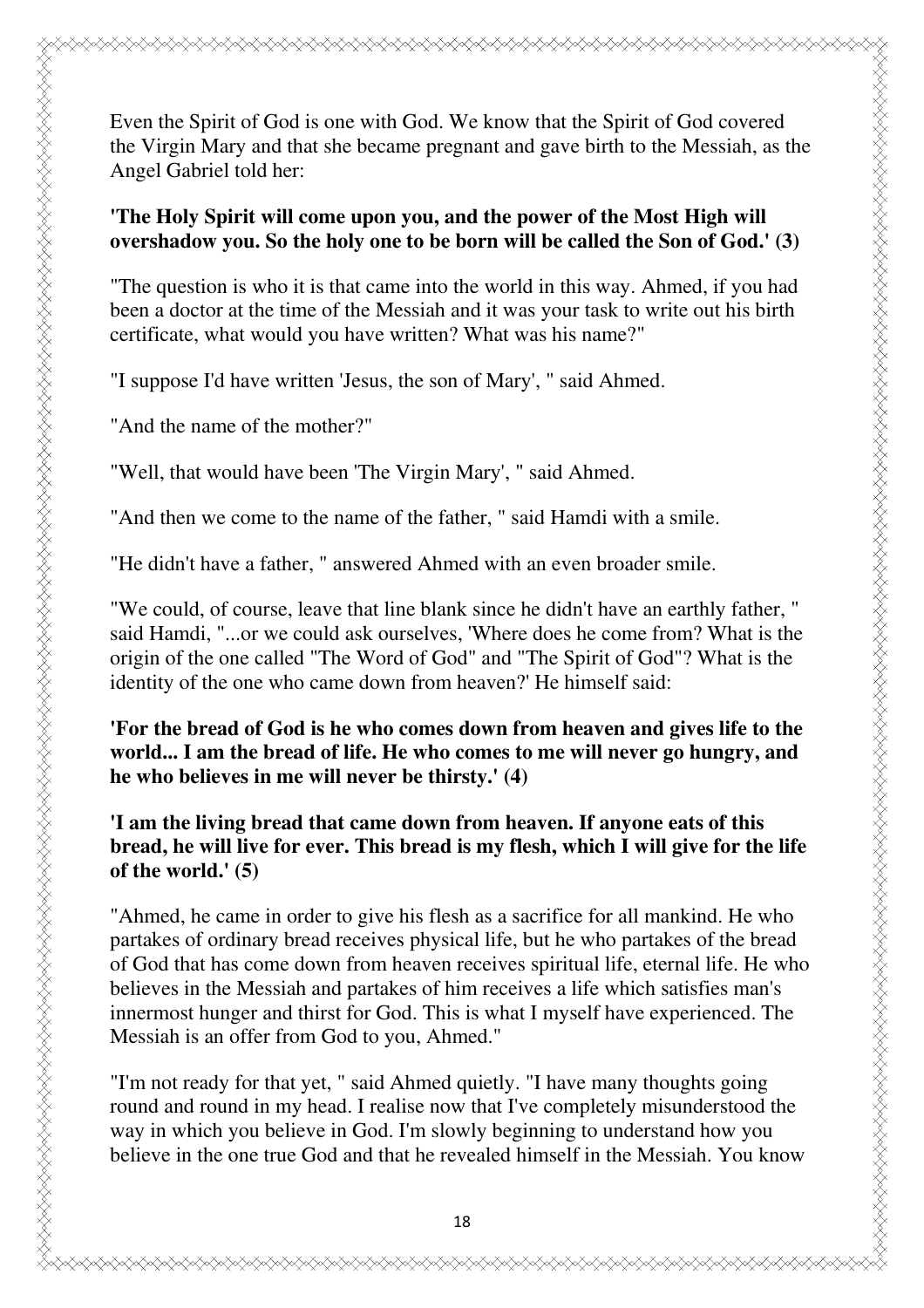Even the Spirit of God is one with God. We know that the Spirit of God covered the Virgin Mary and that she became pregnant and gave birth to the Messiah, as the Angel Gabriel told her:

**'The Holy Spirit will come upon you, and the power of the Most High will overshadow you. So the holy one to be born will be called the Son of God.' (3)**

"The question is who it is that came into the world in this way. Ahmed, if you had been a doctor at the time of the Messiah and it was your task to write out his birth certificate, what would you have written? What was his name?"

"I suppose I'd have written 'Jesus, the son of Mary', " said Ahmed.

"And the name of the mother?"

"Well, that would have been 'The Virgin Mary', " said Ahmed.

"And then we come to the name of the father, " said Hamdi with a smile.

"He didn't have a father, " answered Ahmed with an even broader smile.

"We could, of course, leave that line blank since he didn't have an earthly father, " said Hamdi, "...or we could ask ourselves, 'Where does he come from? What is the origin of the one called "The Word of God" and "The Spirit of God"? What is the identity of the one who came down from heaven?' He himself said:

**'For the bread of God is he who comes down from heaven and gives life to the world... I am the bread of life. He who comes to me will never go hungry, and he who believes in me will never be thirsty.' (4)**

**'I am the living bread that came down from heaven. If anyone eats of this bread, he will live for ever. This bread is my flesh, which I will give for the life of the world.' (5)**

"Ahmed, he came in order to give his flesh as a sacrifice for all mankind. He who partakes of ordinary bread receives physical life, but he who partakes of the bread of God that has come down from heaven receives spiritual life, eternal life. He who believes in the Messiah and partakes of him receives a life which satisfies man's innermost hunger and thirst for God. This is what I myself have experienced. The Messiah is an offer from God to you, Ahmed."

"I'm not ready for that yet, " said Ahmed quietly. "I have many thoughts going round and round in my head. I realise now that I've completely misunderstood the way in which you believe in God. I'm slowly beginning to understand how you believe in the one true God and that he revealed himself in the Messiah. You know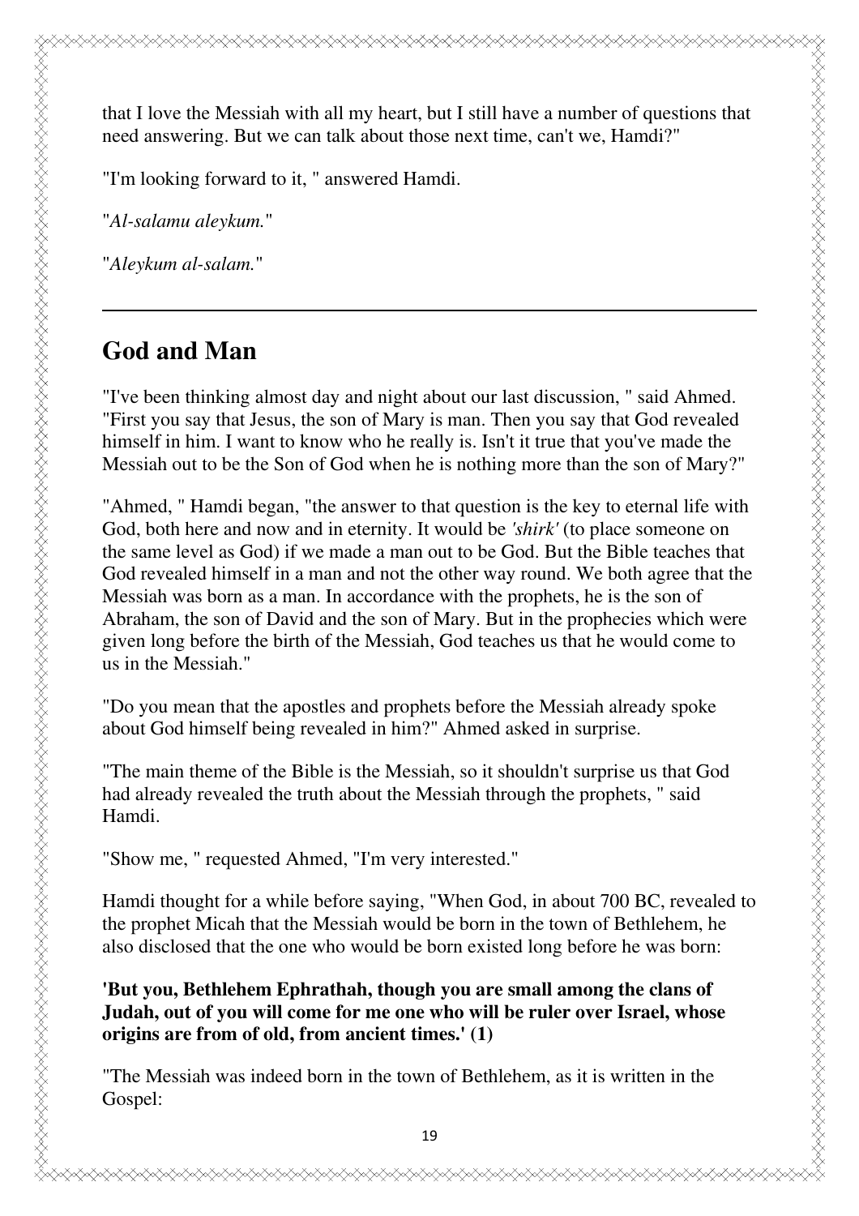that I love the Messiah with all my heart, but I still have a number of questions that need answering. But we can talk about those next time, can't we, Hamdi?"

"I'm looking forward to it, " answered Hamdi.

"*Al-salamu aleykum.*"

"*Aleykum al-salam.*"

---

## God and Man

"I've been thinking almost day and night about our last discussion, " said Ahmed. "First you say that Jesus, the son of Mary is man. Then you say that God revealed himself in him. I want to know who he really is. Isn't it true that you've made the Messiah out to be the Son of God when he is nothing more than the son of Mary?"

"Ahmed, " Hamdi began, "the answer to that question is the key to eternal life with God, both here and now and in eternity. It would be *'shirk'* (to place someone on the same level as God) if we made a man out to be God. But the Bible teaches that God revealed himself in a man and not the other way round. We both agree that the Messiah was born as a man. In accordance with the prophets, he is the son of Abraham, the son of David and the son of Mary. But in the prophecies which were given long before the birth of the Messiah, God teaches us that he would come to us in the Messiah."

"Do you mean that the apostles and prophets before the Messiah already spoke about God himself being revealed in him?" Ahmed asked in surprise.

"The main theme of the Bible is the Messiah, so it shouldn't surprise us that God had already revealed the truth about the Messiah through the prophets, " said Hamdi.

"Show me, " requested Ahmed, "I'm very interested."

Hamdi thought for a while before saying, "When God, in about 700 BC, revealed to the prophet Micah that the Messiah would be born in the town of Bethlehem, he also disclosed that the one who would be born existed long before he was born:

**'But you, Bethlehem Ephrathah, though you are small among the clans of Judah, out of you will come for me one who will be ruler over Israel, whose origins are from of old, from ancient times.' (1)**

"The Messiah was indeed born in the town of Bethlehem, as it is written in the Gospel: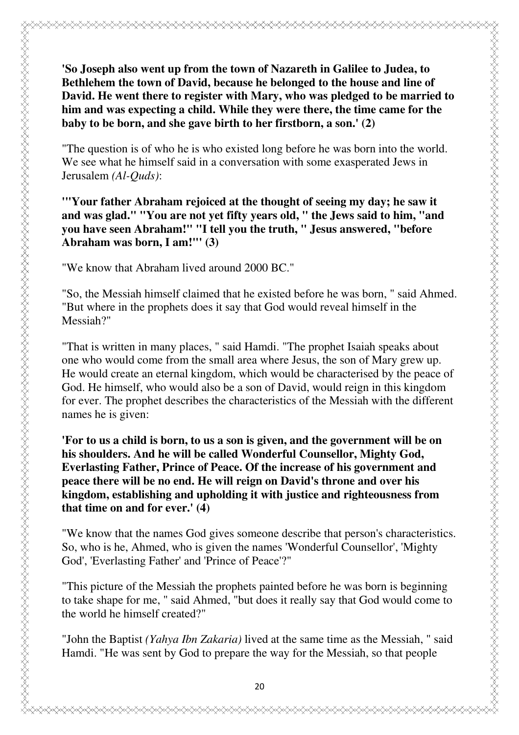**'So Joseph also went up from the town of Nazareth in Galilee to Judea, to Bethlehem the town of David, because he belonged to the house and line of David. He went there to register with Mary, who was pledged to be married to him and was expecting a child. While they were there, the time came for the baby to be born, and she gave birth to her firstborn, a son.' (2)**

"The question is of who he is who existed long before he was born into the world. We see what he himself said in a conversation with some exasperated Jews in Jerusalem *(Al-Quds)*:

**'"Your father Abraham rejoiced at the thought of seeing my day; he saw it and was glad." "You are not yet fifty years old, " the Jews said to him, "and you have seen Abraham!" "I tell you the truth, " Jesus answered, "before Abraham was born, I am!"' (3)**

"We know that Abraham lived around 2000 BC."

"So, the Messiah himself claimed that he existed before he was born, " said Ahmed. "But where in the prophets does it say that God would reveal himself in the Messiah?"

"That is written in many places, " said Hamdi. "The prophet Isaiah speaks about one who would come from the small area where Jesus, the son of Mary grew up. He would create an eternal kingdom, which would be characterised by the peace of God. He himself, who would also be a son of David, would reign in this kingdom for ever. The prophet describes the characteristics of the Messiah with the different names he is given:

**'For to us a child is born, to us a son is given, and the government will be on his shoulders. And he will be called Wonderful Counsellor, Mighty God, Everlasting Father, Prince of Peace. Of the increase of his government and peace there will be no end. He will reign on David's throne and over his kingdom, establishing and upholding it with justice and righteousness from that time on and for ever.' (4)**

"We know that the names God gives someone describe that person's characteristics. So, who is he, Ahmed, who is given the names 'Wonderful Counsellor', 'Mighty God', 'Everlasting Father' and 'Prince of Peace'?"

"This picture of the Messiah the prophets painted before he was born is beginning to take shape for me, " said Ahmed, "but does it really say that God would come to the world he himself created?"

"John the Baptist *(Yahya Ibn Zakaria)* lived at the same time as the Messiah, " said Hamdi. "He was sent by God to prepare the way for the Messiah, so that people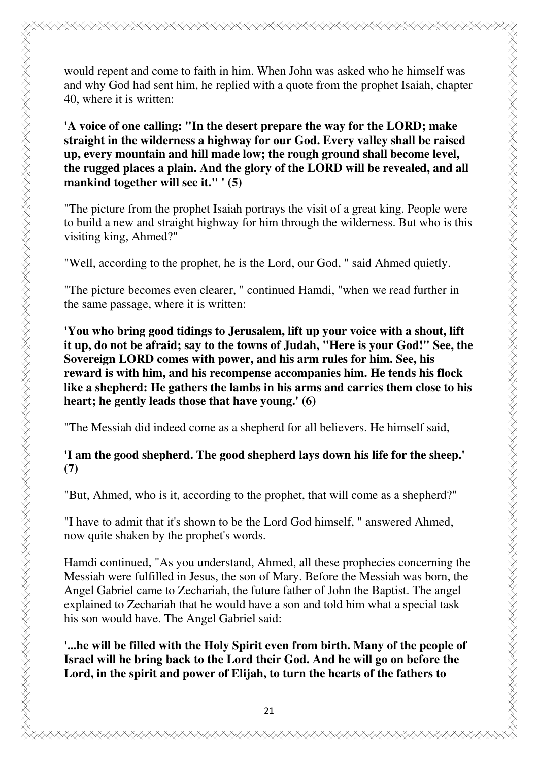would repent and come to faith in him. When John was asked who he himself was and why God had sent him, he replied with a quote from the prophet Isaiah, chapter 40, where it is written:

**'A voice of one calling: "In the desert prepare the way for the LORD; make straight in the wilderness a highway for our God. Every valley shall be raised up, every mountain and hill made low; the rough ground shall become level, the rugged places a plain. And the glory of the LORD will be revealed, and all mankind together will see it." ' (5)**

"The picture from the prophet Isaiah portrays the visit of a great king. People were to build a new and straight highway for him through the wilderness. But who is this visiting king, Ahmed?"

"Well, according to the prophet, he is the Lord, our God, " said Ahmed quietly.

"The picture becomes even clearer, " continued Hamdi, "when we read further in the same passage, where it is written:

**'You who bring good tidings to Jerusalem, lift up your voice with a shout, lift it up, do not be afraid; say to the towns of Judah, "Here is your God!" See, the Sovereign LORD comes with power, and his arm rules for him. See, his reward is with him, and his recompense accompanies him. He tends his flock like a shepherd: He gathers the lambs in his arms and carries them close to his heart; he gently leads those that have young.' (6)**

"The Messiah did indeed come as a shepherd for all believers. He himself said,

**'I am the good shepherd. The good shepherd lays down his life for the sheep.' (7)**

"But, Ahmed, who is it, according to the prophet, that will come as a shepherd?"

"I have to admit that it's shown to be the Lord God himself, " answered Ahmed, now quite shaken by the prophet's words.

Hamdi continued, "As you understand, Ahmed, all these prophecies concerning the Messiah were fulfilled in Jesus, the son of Mary. Before the Messiah was born, the Angel Gabriel came to Zechariah, the future father of John the Baptist. The angel explained to Zechariah that he would have a son and told him what a special task his son would have. The Angel Gabriel said:

**'...he will be filled with the Holy Spirit even from birth. Many of the people of Israel will he bring back to the Lord their God. And he will go on before the Lord, in the spirit and power of Elijah, to turn the hearts of the fathers to**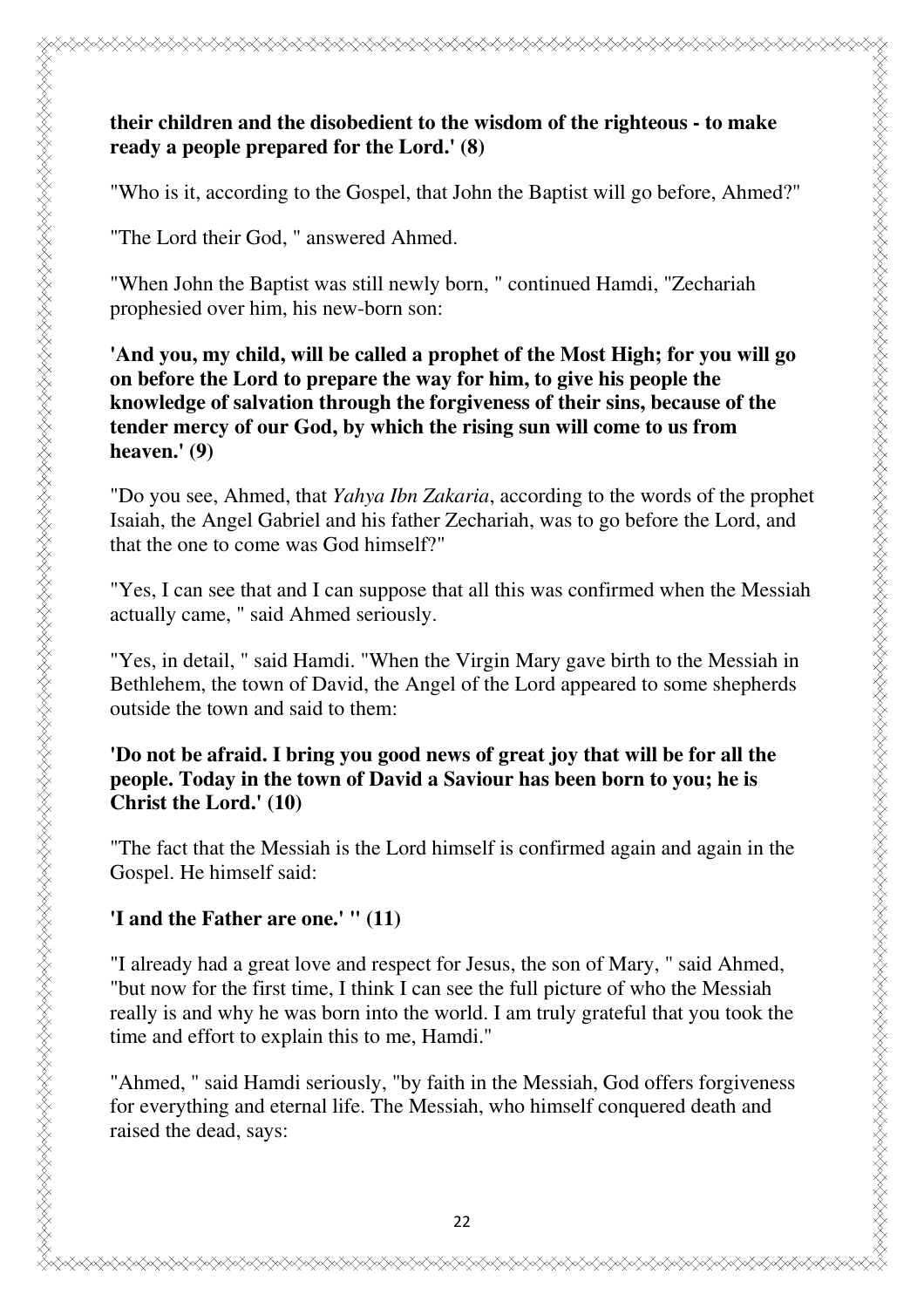**their children and the disobedient to the wisdom of the righteous - to make ready a people prepared for the Lord.' (8)**

"Who is it, according to the Gospel, that John the Baptist will go before, Ahmed?"

"The Lord their God, " answered Ahmed.

"When John the Baptist was still newly born, " continued Hamdi, "Zechariah prophesied over him, his new-born son:

**'And you, my child, will be called a prophet of the Most High; for you will go on before the Lord to prepare the way for him, to give his people the knowledge of salvation through the forgiveness of their sins, because of the tender mercy of our God, by which the rising sun will come to us from heaven.' (9)**

"Do you see, Ahmed, that *Yahya Ibn Zakaria*, according to the words of the prophet Isaiah, the Angel Gabriel and his father Zechariah, was to go before the Lord, and that the one to come was God himself?"

"Yes, I can see that and I can suppose that all this was confirmed when the Messiah actually came, " said Ahmed seriously.

"Yes, in detail, " said Hamdi. "When the Virgin Mary gave birth to the Messiah in Bethlehem, the town of David, the Angel of the Lord appeared to some shepherds outside the town and said to them:

**'Do not be afraid. I bring you good news of great joy that will be for all the people. Today in the town of David a Saviour has been born to you; he is Christ the Lord.' (10)**

"The fact that the Messiah is the Lord himself is confirmed again and again in the Gospel. He himself said:

**'I and the Father are one.' " (11)**

"I already had a great love and respect for Jesus, the son of Mary, " said Ahmed, "but now for the first time, I think I can see the full picture of who the Messiah really is and why he was born into the world. I am truly grateful that you took the time and effort to explain this to me, Hamdi."

"Ahmed, " said Hamdi seriously, "by faith in the Messiah, God offers forgiveness for everything and eternal life. The Messiah, who himself conquered death and raised the dead, says: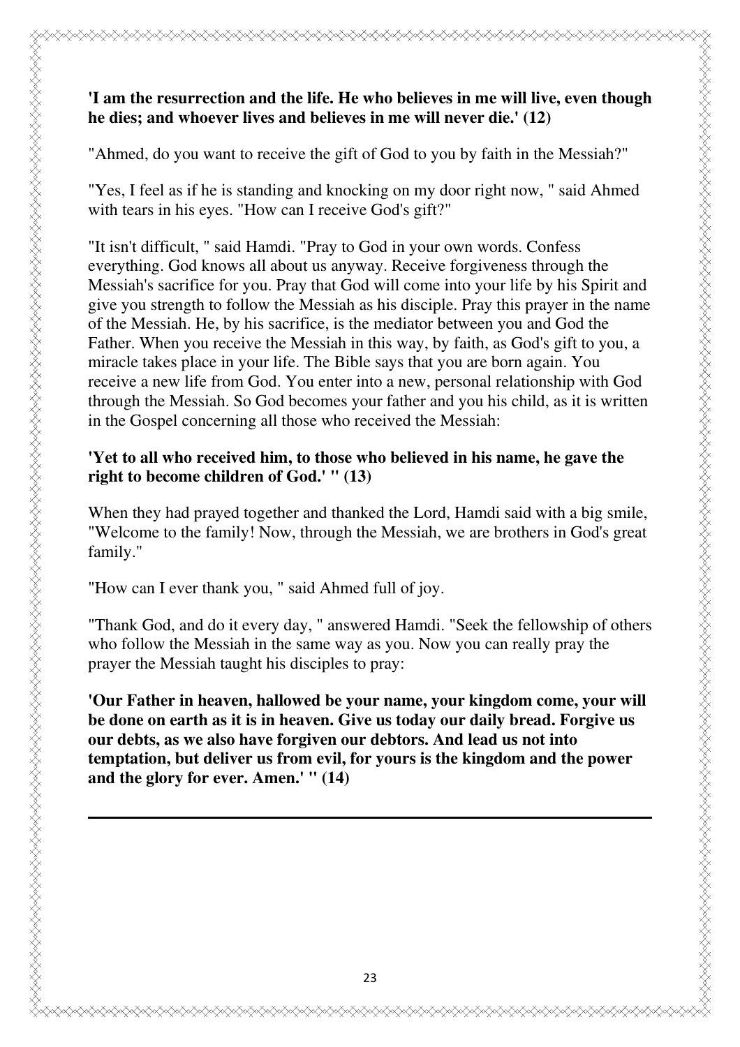**'I am the resurrection and the life. He who believes in me will live, even though he dies; and whoever lives and believes in me will never die.' (12)**

"Ahmed, do you want to receive the gift of God to you by faith in the Messiah?"

"Yes, I feel as if he is standing and knocking on my door right now, " said Ahmed with tears in his eyes. "How can I receive God's gift?"

"It isn't difficult, " said Hamdi. "Pray to God in your own words. Confess everything. God knows all about us anyway. Receive forgiveness through the Messiah's sacrifice for you. Pray that God will come into your life by his Spirit and give you strength to follow the Messiah as his disciple. Pray this prayer in the name of the Messiah. He, by his sacrifice, is the mediator between you and God the Father. When you receive the Messiah in this way, by faith, as God's gift to you, a miracle takes place in your life. The Bible says that you are born again. You receive a new life from God. You enter into a new, personal relationship with God through the Messiah. So God becomes your father and you his child, as it is written in the Gospel concerning all those who received the Messiah:

**'Yet to all who received him, to those who believed in his name, he gave the right to become children of God.' " (13)**

When they had prayed together and thanked the Lord, Hamdi said with a big smile, "Welcome to the family! Now, through the Messiah, we are brothers in God's great family."

"How can I ever thank you, " said Ahmed full of joy.

"Thank God, and do it every day, " answered Hamdi. "Seek the fellowship of others who follow the Messiah in the same way as you. Now you can really pray the prayer the Messiah taught his disciples to pray:

**'Our Father in heaven, hallowed be your name, your kingdom come, your will be done on earth as it is in heaven. Give us today our daily bread. Forgive us our debts, as we also have forgiven our debtors. And lead us not into temptation, but deliver us from evil, for yours is the kingdom and the power and the glory for ever. Amen.' " (14)**

---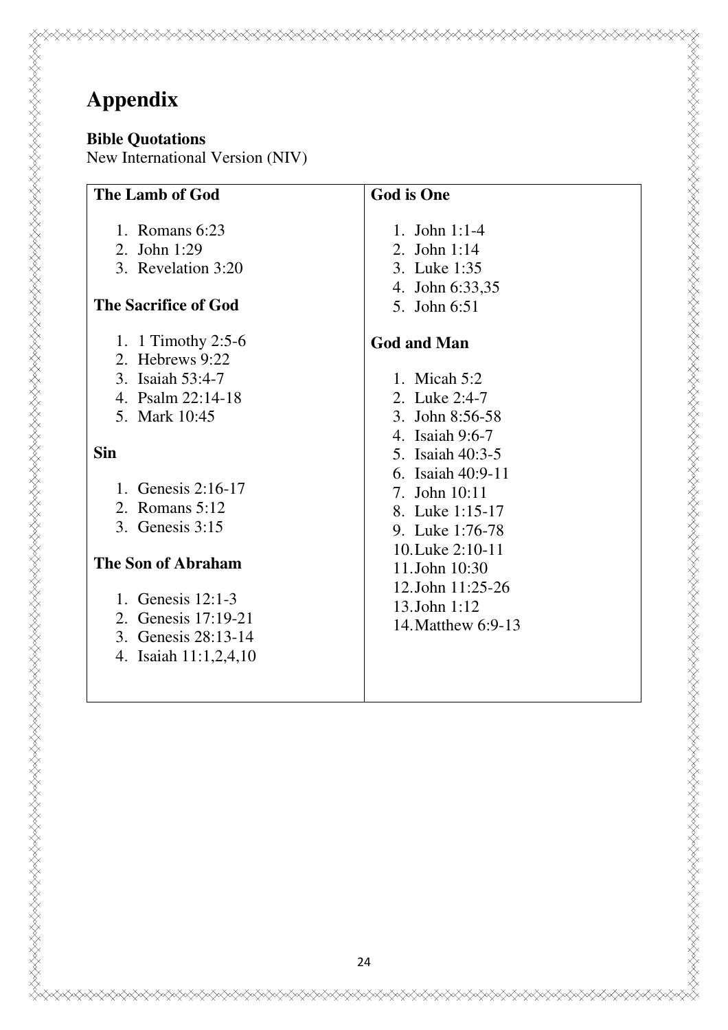# Appendix

**Bible Quotations**
New International Version (NIV)

### The Lamb of God

1. Romans 6:23
2. John 1:29
3. Revelation 3:20

### The Sacrifice of God

1. 1 Timothy 2:5-6
2. Hebrews 9:22
3. Isaiah 53:4-7
4. Psalm 22:14-18
5. Mark 10:45

### Sin

1. Genesis 2:16-17
2. Romans 5:12
3. Genesis 3:15

### The Son of Abraham

1. Genesis 12:1-3
2. Genesis 17:19-21
3. Genesis 28:13-14
4. Isaiah 11:1,2,4,10

### God is One

1. John 1:1-4
2. John 1:14
3. Luke 1:35
4. John 6:33,35
5. John 6:51

### God and Man

1. Micah 5:2
2. Luke 2:4-7
3. John 8:56-58
4. Isaiah 9:6-7
5. Isaiah 40:3-5
6. Isaiah 40:9-11
7. John 10:11
8. Luke 1:15-17
9. Luke 1:76-78
10. Luke 2:10-11
11. John 10:30
12. John 11:25-26
13. John 1:12
14. Matthew 6:9-13